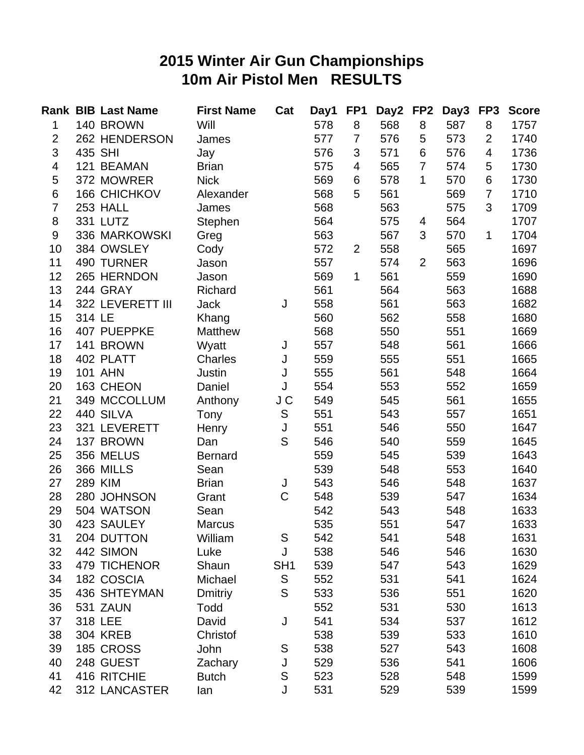# 2015 Winter Air Gun Championships
## 10m Air Pistol Men   RESULTS

| Rank | BIB | Last Name | First Name | Cat | Day1 | FP1 | Day2 | FP2 | Day3 | FP3 | Score |
|---|---|---|---|---|---|---|---|---|---|---|---|
| 1 | 140 | BROWN | Will | | 578 | 8 | 568 | 8 | 587 | 8 | 1757 |
| 2 | 262 | HENDERSON | James | | 577 | 7 | 576 | 5 | 573 | 2 | 1740 |
| 3 | 435 | SHI | Jay | | 576 | 3 | 571 | 6 | 576 | 4 | 1736 |
| 4 | 121 | BEAMAN | Brian | | 575 | 4 | 565 | 7 | 574 | 5 | 1730 |
| 5 | 372 | MOWRER | Nick | | 569 | 6 | 578 | 1 | 570 | 6 | 1730 |
| 6 | 166 | CHICHKOV | Alexander | | 568 | 5 | 561 | | 569 | 7 | 1710 |
| 7 | 253 | HALL | James | | 568 | | 563 | | 575 | 3 | 1709 |
| 8 | 331 | LUTZ | Stephen | | 564 | | 575 | 4 | 564 | | 1707 |
| 9 | 336 | MARKOWSKI | Greg | | 563 | | 567 | 3 | 570 | 1 | 1704 |
| 10 | 384 | OWSLEY | Cody | | 572 | 2 | 558 | | 565 | | 1697 |
| 11 | 490 | TURNER | Jason | | 557 | | 574 | 2 | 563 | | 1696 |
| 12 | 265 | HERNDON | Jason | | 569 | 1 | 561 | | 559 | | 1690 |
| 13 | 244 | GRAY | Richard | | 561 | | 564 | | 563 | | 1688 |
| 14 | 322 | LEVERETT III | Jack | J | 558 | | 561 | | 563 | | 1682 |
| 15 | 314 | LE | Khang | | 560 | | 562 | | 558 | | 1680 |
| 16 | 407 | PUEPPKE | Matthew | | 568 | | 550 | | 551 | | 1669 |
| 17 | 141 | BROWN | Wyatt | J | 557 | | 548 | | 561 | | 1666 |
| 18 | 402 | PLATT | Charles | J | 559 | | 555 | | 551 | | 1665 |
| 19 | 101 | AHN | Justin | J | 555 | | 561 | | 548 | | 1664 |
| 20 | 163 | CHEON | Daniel | J | 554 | | 553 | | 552 | | 1659 |
| 21 | 349 | MCCOLLUM | Anthony | J C | 549 | | 545 | | 561 | | 1655 |
| 22 | 440 | SILVA | Tony | S | 551 | | 543 | | 557 | | 1651 |
| 23 | 321 | LEVERETT | Henry | J | 551 | | 546 | | 550 | | 1647 |
| 24 | 137 | BROWN | Dan | S | 546 | | 540 | | 559 | | 1645 |
| 25 | 356 | MELUS | Bernard | | 559 | | 545 | | 539 | | 1643 |
| 26 | 366 | MILLS | Sean | | 539 | | 548 | | 553 | | 1640 |
| 27 | 289 | KIM | Brian | J | 543 | | 546 | | 548 | | 1637 |
| 28 | 280 | JOHNSON | Grant | C | 548 | | 539 | | 547 | | 1634 |
| 29 | 504 | WATSON | Sean | | 542 | | 543 | | 548 | | 1633 |
| 30 | 423 | SAULEY | Marcus | | 535 | | 551 | | 547 | | 1633 |
| 31 | 204 | DUTTON | William | S | 542 | | 541 | | 548 | | 1631 |
| 32 | 442 | SIMON | Luke | J | 538 | | 546 | | 546 | | 1630 |
| 33 | 479 | TICHENOR | Shaun | SH1 | 539 | | 547 | | 543 | | 1629 |
| 34 | 182 | COSCIA | Michael | S | 552 | | 531 | | 541 | | 1624 |
| 35 | 436 | SHTEYMAN | Dmitriy | S | 533 | | 536 | | 551 | | 1620 |
| 36 | 531 | ZAUN | Todd | | 552 | | 531 | | 530 | | 1613 |
| 37 | 318 | LEE | David | J | 541 | | 534 | | 537 | | 1612 |
| 38 | 304 | KREB | Christof | | 538 | | 539 | | 533 | | 1610 |
| 39 | 185 | CROSS | John | S | 538 | | 527 | | 543 | | 1608 |
| 40 | 248 | GUEST | Zachary | J | 529 | | 536 | | 541 | | 1606 |
| 41 | 416 | RITCHIE | Butch | S | 523 | | 528 | | 548 | | 1599 |
| 42 | 312 | LANCASTER | Ian | J | 531 | | 529 | | 539 | | 1599 |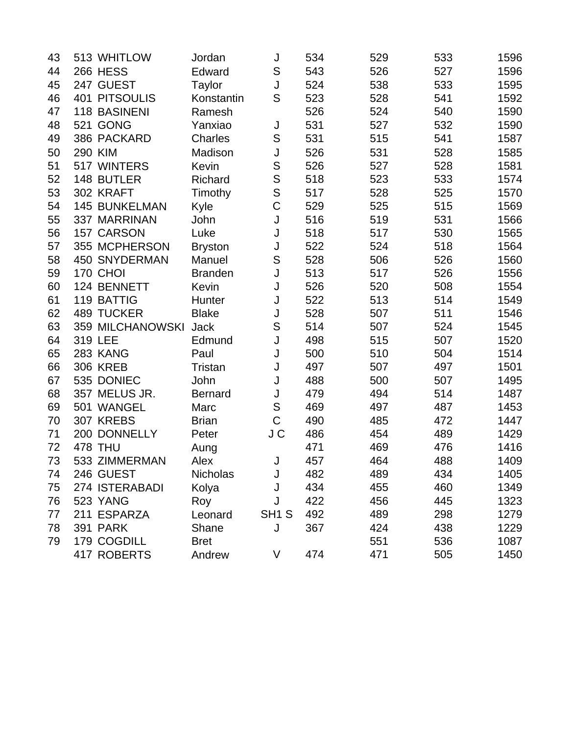| | | | | | | | | |
|---|---|---|---|---|---|---|---|---|
| 43 | 513 | WHITLOW | Jordan | J | 534 | 529 | 533 | 1596 |
| 44 | 266 | HESS | Edward | S | 543 | 526 | 527 | 1596 |
| 45 | 247 | GUEST | Taylor | J | 524 | 538 | 533 | 1595 |
| 46 | 401 | PITSOULIS | Konstantin | S | 523 | 528 | 541 | 1592 |
| 47 | 118 | BASINENI | Ramesh | | 526 | 524 | 540 | 1590 |
| 48 | 521 | GONG | Yanxiao | J | 531 | 527 | 532 | 1590 |
| 49 | 386 | PACKARD | Charles | S | 531 | 515 | 541 | 1587 |
| 50 | 290 | KIM | Madison | J | 526 | 531 | 528 | 1585 |
| 51 | 517 | WINTERS | Kevin | S | 526 | 527 | 528 | 1581 |
| 52 | 148 | BUTLER | Richard | S | 518 | 523 | 533 | 1574 |
| 53 | 302 | KRAFT | Timothy | S | 517 | 528 | 525 | 1570 |
| 54 | 145 | BUNKELMAN | Kyle | C | 529 | 525 | 515 | 1569 |
| 55 | 337 | MARRINAN | John | J | 516 | 519 | 531 | 1566 |
| 56 | 157 | CARSON | Luke | J | 518 | 517 | 530 | 1565 |
| 57 | 355 | MCPHERSON | Bryston | J | 522 | 524 | 518 | 1564 |
| 58 | 450 | SNYDERMAN | Manuel | S | 528 | 506 | 526 | 1560 |
| 59 | 170 | CHOI | Branden | J | 513 | 517 | 526 | 1556 |
| 60 | 124 | BENNETT | Kevin | J | 526 | 520 | 508 | 1554 |
| 61 | 119 | BATTIG | Hunter | J | 522 | 513 | 514 | 1549 |
| 62 | 489 | TUCKER | Blake | J | 528 | 507 | 511 | 1546 |
| 63 | 359 | MILCHANOWSKI | Jack | S | 514 | 507 | 524 | 1545 |
| 64 | 319 | LEE | Edmund | J | 498 | 515 | 507 | 1520 |
| 65 | 283 | KANG | Paul | J | 500 | 510 | 504 | 1514 |
| 66 | 306 | KREB | Tristan | J | 497 | 507 | 497 | 1501 |
| 67 | 535 | DONIEC | John | J | 488 | 500 | 507 | 1495 |
| 68 | 357 | MELUS JR. | Bernard | J | 479 | 494 | 514 | 1487 |
| 69 | 501 | WANGEL | Marc | S | 469 | 497 | 487 | 1453 |
| 70 | 307 | KREBS | Brian | C | 490 | 485 | 472 | 1447 |
| 71 | 200 | DONNELLY | Peter | J C | 486 | 454 | 489 | 1429 |
| 72 | 478 | THU | Aung | | 471 | 469 | 476 | 1416 |
| 73 | 533 | ZIMMERMAN | Alex | J | 457 | 464 | 488 | 1409 |
| 74 | 246 | GUEST | Nicholas | J | 482 | 489 | 434 | 1405 |
| 75 | 274 | ISTERABADI | Kolya | J | 434 | 455 | 460 | 1349 |
| 76 | 523 | YANG | Roy | J | 422 | 456 | 445 | 1323 |
| 77 | 211 | ESPARZA | Leonard | SH1 S | 492 | 489 | 298 | 1279 |
| 78 | 391 | PARK | Shane | J | 367 | 424 | 438 | 1229 |
| 79 | 179 | COGDILL | Bret | | | 551 | 536 | 1087 |
| | 417 | ROBERTS | Andrew | V | 474 | 471 | 505 | 1450 |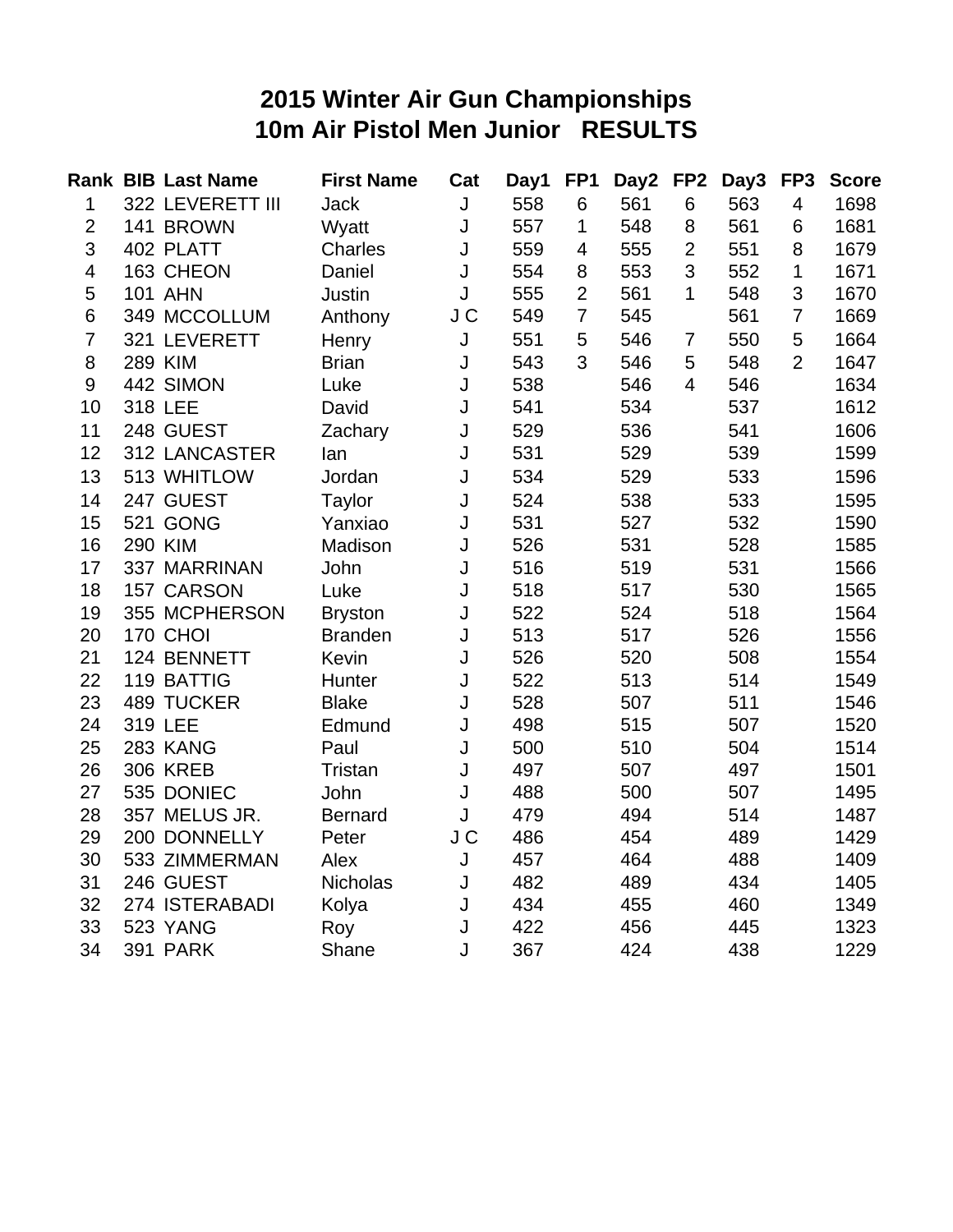# 2015 Winter Air Gun Championships
## 10m Air Pistol Men Junior RESULTS

| Rank | BIB | Last Name | First Name | Cat | Day1 | FP1 | Day2 | FP2 | Day3 | FP3 | Score |
|---|---|---|---|---|---|---|---|---|---|---|---|
| 1 | 322 | LEVERETT III | Jack | J | 558 | 6 | 561 | 6 | 563 | 4 | 1698 |
| 2 | 141 | BROWN | Wyatt | J | 557 | 1 | 548 | 8 | 561 | 6 | 1681 |
| 3 | 402 | PLATT | Charles | J | 559 | 4 | 555 | 2 | 551 | 8 | 1679 |
| 4 | 163 | CHEON | Daniel | J | 554 | 8 | 553 | 3 | 552 | 1 | 1671 |
| 5 | 101 | AHN | Justin | J | 555 | 2 | 561 | 1 | 548 | 3 | 1670 |
| 6 | 349 | MCCOLLUM | Anthony | J C | 549 | 7 | 545 | | 561 | 7 | 1669 |
| 7 | 321 | LEVERETT | Henry | J | 551 | 5 | 546 | 7 | 550 | 5 | 1664 |
| 8 | 289 | KIM | Brian | J | 543 | 3 | 546 | 5 | 548 | 2 | 1647 |
| 9 | 442 | SIMON | Luke | J | 538 | | 546 | 4 | 546 | | 1634 |
| 10 | 318 | LEE | David | J | 541 | | 534 | | 537 | | 1612 |
| 11 | 248 | GUEST | Zachary | J | 529 | | 536 | | 541 | | 1606 |
| 12 | 312 | LANCASTER | Ian | J | 531 | | 529 | | 539 | | 1599 |
| 13 | 513 | WHITLOW | Jordan | J | 534 | | 529 | | 533 | | 1596 |
| 14 | 247 | GUEST | Taylor | J | 524 | | 538 | | 533 | | 1595 |
| 15 | 521 | GONG | Yanxiao | J | 531 | | 527 | | 532 | | 1590 |
| 16 | 290 | KIM | Madison | J | 526 | | 531 | | 528 | | 1585 |
| 17 | 337 | MARRINAN | John | J | 516 | | 519 | | 531 | | 1566 |
| 18 | 157 | CARSON | Luke | J | 518 | | 517 | | 530 | | 1565 |
| 19 | 355 | MCPHERSON | Bryston | J | 522 | | 524 | | 518 | | 1564 |
| 20 | 170 | CHOI | Branden | J | 513 | | 517 | | 526 | | 1556 |
| 21 | 124 | BENNETT | Kevin | J | 526 | | 520 | | 508 | | 1554 |
| 22 | 119 | BATTIG | Hunter | J | 522 | | 513 | | 514 | | 1549 |
| 23 | 489 | TUCKER | Blake | J | 528 | | 507 | | 511 | | 1546 |
| 24 | 319 | LEE | Edmund | J | 498 | | 515 | | 507 | | 1520 |
| 25 | 283 | KANG | Paul | J | 500 | | 510 | | 504 | | 1514 |
| 26 | 306 | KREB | Tristan | J | 497 | | 507 | | 497 | | 1501 |
| 27 | 535 | DONIEC | John | J | 488 | | 500 | | 507 | | 1495 |
| 28 | 357 | MELUS JR. | Bernard | J | 479 | | 494 | | 514 | | 1487 |
| 29 | 200 | DONNELLY | Peter | J C | 486 | | 454 | | 489 | | 1429 |
| 30 | 533 | ZIMMERMAN | Alex | J | 457 | | 464 | | 488 | | 1409 |
| 31 | 246 | GUEST | Nicholas | J | 482 | | 489 | | 434 | | 1405 |
| 32 | 274 | ISTERABADI | Kolya | J | 434 | | 455 | | 460 | | 1349 |
| 33 | 523 | YANG | Roy | J | 422 | | 456 | | 445 | | 1323 |
| 34 | 391 | PARK | Shane | J | 367 | | 424 | | 438 | | 1229 |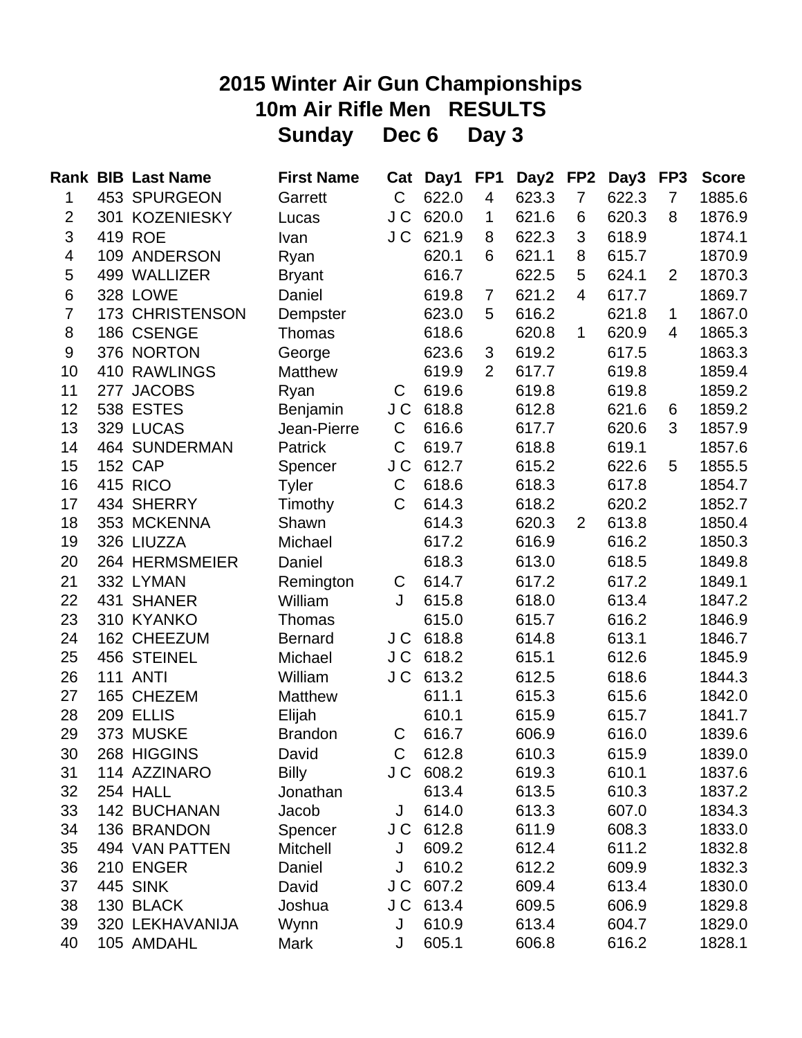# 2015 Winter Air Gun Championships
# 10m Air Rifle Men RESULTS
# Sunday Dec 6 Day 3

| Rank | BIB | Last Name | First Name | Cat | Day1 | FP1 | Day2 | FP2 | Day3 | FP3 | Score |
|---|---|---|---|---|---|---|---|---|---|---|---|
| 1 | 453 | SPURGEON | Garrett | C | 622.0 | 4 | 623.3 | 7 | 622.3 | 7 | 1885.6 |
| 2 | 301 | KOZENIESKY | Lucas | J C | 620.0 | 1 | 621.6 | 6 | 620.3 | 8 | 1876.9 |
| 3 | 419 | ROE | Ivan | J C | 621.9 | 8 | 622.3 | 3 | 618.9 | | 1874.1 |
| 4 | 109 | ANDERSON | Ryan | | 620.1 | 6 | 621.1 | 8 | 615.7 | | 1870.9 |
| 5 | 499 | WALLIZER | Bryant | | 616.7 | | 622.5 | 5 | 624.1 | 2 | 1870.3 |
| 6 | 328 | LOWE | Daniel | | 619.8 | 7 | 621.2 | 4 | 617.7 | | 1869.7 |
| 7 | 173 | CHRISTENSON | Dempster | | 623.0 | 5 | 616.2 | | 621.8 | 1 | 1867.0 |
| 8 | 186 | CSENGE | Thomas | | 618.6 | | 620.8 | 1 | 620.9 | 4 | 1865.3 |
| 9 | 376 | NORTON | George | | 623.6 | 3 | 619.2 | | 617.5 | | 1863.3 |
| 10 | 410 | RAWLINGS | Matthew | | 619.9 | 2 | 617.7 | | 619.8 | | 1859.4 |
| 11 | 277 | JACOBS | Ryan | C | 619.6 | | 619.8 | | 619.8 | | 1859.2 |
| 12 | 538 | ESTES | Benjamin | J C | 618.8 | | 612.8 | | 621.6 | 6 | 1859.2 |
| 13 | 329 | LUCAS | Jean-Pierre | C | 616.6 | | 617.7 | | 620.6 | 3 | 1857.9 |
| 14 | 464 | SUNDERMAN | Patrick | C | 619.7 | | 618.8 | | 619.1 | | 1857.6 |
| 15 | 152 | CAP | Spencer | J C | 612.7 | | 615.2 | | 622.6 | 5 | 1855.5 |
| 16 | 415 | RICO | Tyler | C | 618.6 | | 618.3 | | 617.8 | | 1854.7 |
| 17 | 434 | SHERRY | Timothy | C | 614.3 | | 618.2 | | 620.2 | | 1852.7 |
| 18 | 353 | MCKENNA | Shawn | | 614.3 | | 620.3 | 2 | 613.8 | | 1850.4 |
| 19 | 326 | LIUZZA | Michael | | 617.2 | | 616.9 | | 616.2 | | 1850.3 |
| 20 | 264 | HERMSMEIER | Daniel | | 618.3 | | 613.0 | | 618.5 | | 1849.8 |
| 21 | 332 | LYMAN | Remington | C | 614.7 | | 617.2 | | 617.2 | | 1849.1 |
| 22 | 431 | SHANER | William | J | 615.8 | | 618.0 | | 613.4 | | 1847.2 |
| 23 | 310 | KYANKO | Thomas | | 615.0 | | 615.7 | | 616.2 | | 1846.9 |
| 24 | 162 | CHEEZUM | Bernard | J C | 618.8 | | 614.8 | | 613.1 | | 1846.7 |
| 25 | 456 | STEINEL | Michael | J C | 618.2 | | 615.1 | | 612.6 | | 1845.9 |
| 26 | 111 | ANTI | William | J C | 613.2 | | 612.5 | | 618.6 | | 1844.3 |
| 27 | 165 | CHEZEM | Matthew | | 611.1 | | 615.3 | | 615.6 | | 1842.0 |
| 28 | 209 | ELLIS | Elijah | | 610.1 | | 615.9 | | 615.7 | | 1841.7 |
| 29 | 373 | MUSKE | Brandon | C | 616.7 | | 606.9 | | 616.0 | | 1839.6 |
| 30 | 268 | HIGGINS | David | C | 612.8 | | 610.3 | | 615.9 | | 1839.0 |
| 31 | 114 | AZZINARO | Billy | J C | 608.2 | | 619.3 | | 610.1 | | 1837.6 |
| 32 | 254 | HALL | Jonathan | | 613.4 | | 613.5 | | 610.3 | | 1837.2 |
| 33 | 142 | BUCHANAN | Jacob | J | 614.0 | | 613.3 | | 607.0 | | 1834.3 |
| 34 | 136 | BRANDON | Spencer | J C | 612.8 | | 611.9 | | 608.3 | | 1833.0 |
| 35 | 494 | VAN PATTEN | Mitchell | J | 609.2 | | 612.4 | | 611.2 | | 1832.8 |
| 36 | 210 | ENGER | Daniel | J | 610.2 | | 612.2 | | 609.9 | | 1832.3 |
| 37 | 445 | SINK | David | J C | 607.2 | | 609.4 | | 613.4 | | 1830.0 |
| 38 | 130 | BLACK | Joshua | J C | 613.4 | | 609.5 | | 606.9 | | 1829.8 |
| 39 | 320 | LEKHAVANIJA | Wynn | J | 610.9 | | 613.4 | | 604.7 | | 1829.0 |
| 40 | 105 | AMDAHL | Mark | J | 605.1 | | 606.8 | | 616.2 | | 1828.1 |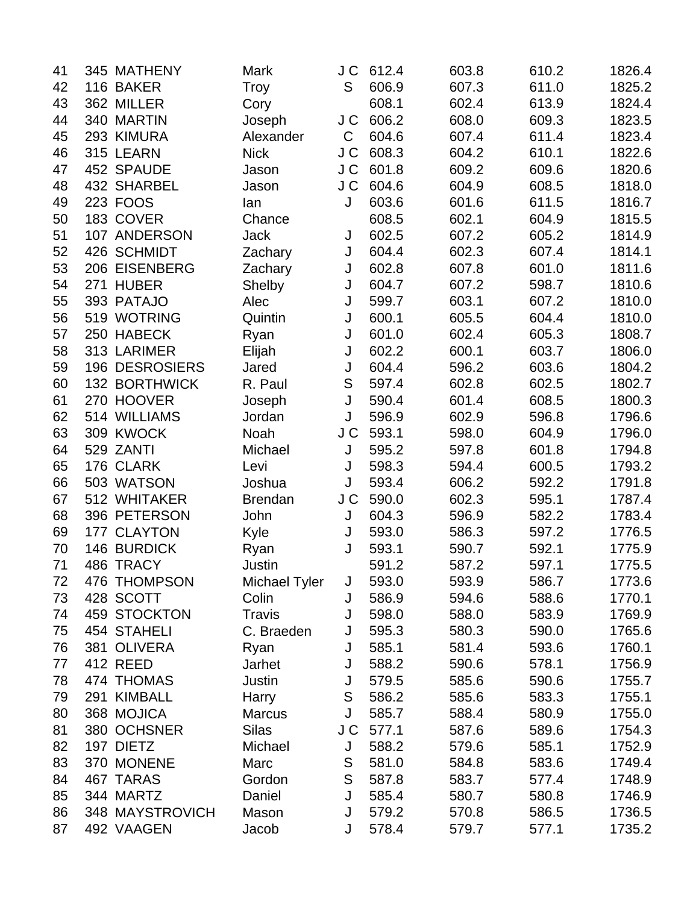| | | | | | | | | |
|---|---|---|---|---|---|---|---|---|
| 41 | 345 | MATHENY | Mark | J C | 612.4 | 603.8 | 610.2 | 1826.4 |
| 42 | 116 | BAKER | Troy | S | 606.9 | 607.3 | 611.0 | 1825.2 |
| 43 | 362 | MILLER | Cory | | 608.1 | 602.4 | 613.9 | 1824.4 |
| 44 | 340 | MARTIN | Joseph | J C | 606.2 | 608.0 | 609.3 | 1823.5 |
| 45 | 293 | KIMURA | Alexander | C | 604.6 | 607.4 | 611.4 | 1823.4 |
| 46 | 315 | LEARN | Nick | J C | 608.3 | 604.2 | 610.1 | 1822.6 |
| 47 | 452 | SPAUDE | Jason | J C | 601.8 | 609.2 | 609.6 | 1820.6 |
| 48 | 432 | SHARBEL | Jason | J C | 604.6 | 604.9 | 608.5 | 1818.0 |
| 49 | 223 | FOOS | Ian | J | 603.6 | 601.6 | 611.5 | 1816.7 |
| 50 | 183 | COVER | Chance | | 608.5 | 602.1 | 604.9 | 1815.5 |
| 51 | 107 | ANDERSON | Jack | J | 602.5 | 607.2 | 605.2 | 1814.9 |
| 52 | 426 | SCHMIDT | Zachary | J | 604.4 | 602.3 | 607.4 | 1814.1 |
| 53 | 206 | EISENBERG | Zachary | J | 602.8 | 607.8 | 601.0 | 1811.6 |
| 54 | 271 | HUBER | Shelby | J | 604.7 | 607.2 | 598.7 | 1810.6 |
| 55 | 393 | PATAJO | Alec | J | 599.7 | 603.1 | 607.2 | 1810.0 |
| 56 | 519 | WOTRING | Quintin | J | 600.1 | 605.5 | 604.4 | 1810.0 |
| 57 | 250 | HABECK | Ryan | J | 601.0 | 602.4 | 605.3 | 1808.7 |
| 58 | 313 | LARIMER | Elijah | J | 602.2 | 600.1 | 603.7 | 1806.0 |
| 59 | 196 | DESROSIERS | Jared | J | 604.4 | 596.2 | 603.6 | 1804.2 |
| 60 | 132 | BORTHWICK | R. Paul | S | 597.4 | 602.8 | 602.5 | 1802.7 |
| 61 | 270 | HOOVER | Joseph | J | 590.4 | 601.4 | 608.5 | 1800.3 |
| 62 | 514 | WILLIAMS | Jordan | J | 596.9 | 602.9 | 596.8 | 1796.6 |
| 63 | 309 | KWOCK | Noah | J C | 593.1 | 598.0 | 604.9 | 1796.0 |
| 64 | 529 | ZANTI | Michael | J | 595.2 | 597.8 | 601.8 | 1794.8 |
| 65 | 176 | CLARK | Levi | J | 598.3 | 594.4 | 600.5 | 1793.2 |
| 66 | 503 | WATSON | Joshua | J | 593.4 | 606.2 | 592.2 | 1791.8 |
| 67 | 512 | WHITAKER | Brendan | J C | 590.0 | 602.3 | 595.1 | 1787.4 |
| 68 | 396 | PETERSON | John | J | 604.3 | 596.9 | 582.2 | 1783.4 |
| 69 | 177 | CLAYTON | Kyle | J | 593.0 | 586.3 | 597.2 | 1776.5 |
| 70 | 146 | BURDICK | Ryan | J | 593.1 | 590.7 | 592.1 | 1775.9 |
| 71 | 486 | TRACY | Justin | | 591.2 | 587.2 | 597.1 | 1775.5 |
| 72 | 476 | THOMPSON | Michael Tyler | J | 593.0 | 593.9 | 586.7 | 1773.6 |
| 73 | 428 | SCOTT | Colin | J | 586.9 | 594.6 | 588.6 | 1770.1 |
| 74 | 459 | STOCKTON | Travis | J | 598.0 | 588.0 | 583.9 | 1769.9 |
| 75 | 454 | STAHELI | C. Braeden | J | 595.3 | 580.3 | 590.0 | 1765.6 |
| 76 | 381 | OLIVERA | Ryan | J | 585.1 | 581.4 | 593.6 | 1760.1 |
| 77 | 412 | REED | Jarhet | J | 588.2 | 590.6 | 578.1 | 1756.9 |
| 78 | 474 | THOMAS | Justin | J | 579.5 | 585.6 | 590.6 | 1755.7 |
| 79 | 291 | KIMBALL | Harry | S | 586.2 | 585.6 | 583.3 | 1755.1 |
| 80 | 368 | MOJICA | Marcus | J | 585.7 | 588.4 | 580.9 | 1755.0 |
| 81 | 380 | OCHSNER | Silas | J C | 577.1 | 587.6 | 589.6 | 1754.3 |
| 82 | 197 | DIETZ | Michael | J | 588.2 | 579.6 | 585.1 | 1752.9 |
| 83 | 370 | MONENE | Marc | S | 581.0 | 584.8 | 583.6 | 1749.4 |
| 84 | 467 | TARAS | Gordon | S | 587.8 | 583.7 | 577.4 | 1748.9 |
| 85 | 344 | MARTZ | Daniel | J | 585.4 | 580.7 | 580.8 | 1746.9 |
| 86 | 348 | MAYSTROVICH | Mason | J | 579.2 | 570.8 | 586.5 | 1736.5 |
| 87 | 492 | VAAGEN | Jacob | J | 578.4 | 579.7 | 577.1 | 1735.2 |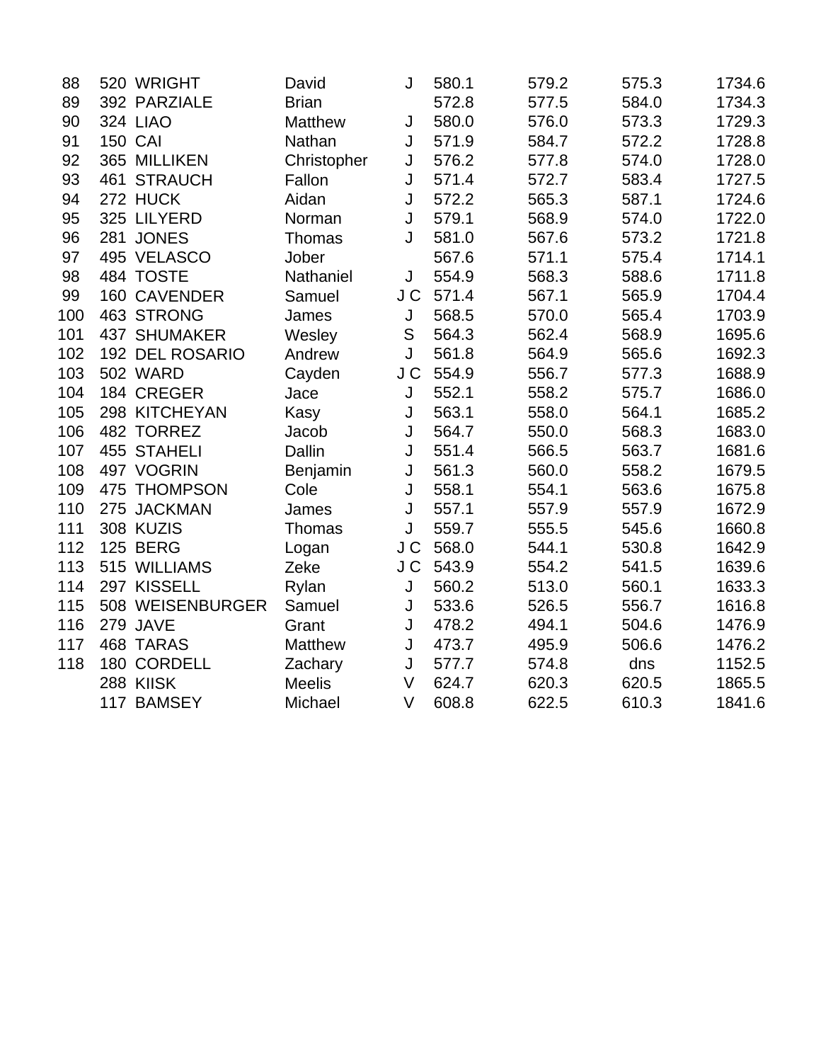| | | | | | | | | |
|---|---|---|---|---|---|---|---|---|
| 88 | 520 | WRIGHT | David | J | 580.1 | 579.2 | 575.3 | 1734.6 |
| 89 | 392 | PARZIALE | Brian | | 572.8 | 577.5 | 584.0 | 1734.3 |
| 90 | 324 | LIAO | Matthew | J | 580.0 | 576.0 | 573.3 | 1729.3 |
| 91 | 150 | CAI | Nathan | J | 571.9 | 584.7 | 572.2 | 1728.8 |
| 92 | 365 | MILLIKEN | Christopher | J | 576.2 | 577.8 | 574.0 | 1728.0 |
| 93 | 461 | STRAUCH | Fallon | J | 571.4 | 572.7 | 583.4 | 1727.5 |
| 94 | 272 | HUCK | Aidan | J | 572.2 | 565.3 | 587.1 | 1724.6 |
| 95 | 325 | LILYERD | Norman | J | 579.1 | 568.9 | 574.0 | 1722.0 |
| 96 | 281 | JONES | Thomas | J | 581.0 | 567.6 | 573.2 | 1721.8 |
| 97 | 495 | VELASCO | Jober | | 567.6 | 571.1 | 575.4 | 1714.1 |
| 98 | 484 | TOSTE | Nathaniel | J | 554.9 | 568.3 | 588.6 | 1711.8 |
| 99 | 160 | CAVENDER | Samuel | J C | 571.4 | 567.1 | 565.9 | 1704.4 |
| 100 | 463 | STRONG | James | J | 568.5 | 570.0 | 565.4 | 1703.9 |
| 101 | 437 | SHUMAKER | Wesley | S | 564.3 | 562.4 | 568.9 | 1695.6 |
| 102 | 192 | DEL ROSARIO | Andrew | J | 561.8 | 564.9 | 565.6 | 1692.3 |
| 103 | 502 | WARD | Cayden | J C | 554.9 | 556.7 | 577.3 | 1688.9 |
| 104 | 184 | CREGER | Jace | J | 552.1 | 558.2 | 575.7 | 1686.0 |
| 105 | 298 | KITCHEYAN | Kasy | J | 563.1 | 558.0 | 564.1 | 1685.2 |
| 106 | 482 | TORREZ | Jacob | J | 564.7 | 550.0 | 568.3 | 1683.0 |
| 107 | 455 | STAHELI | Dallin | J | 551.4 | 566.5 | 563.7 | 1681.6 |
| 108 | 497 | VOGRIN | Benjamin | J | 561.3 | 560.0 | 558.2 | 1679.5 |
| 109 | 475 | THOMPSON | Cole | J | 558.1 | 554.1 | 563.6 | 1675.8 |
| 110 | 275 | JACKMAN | James | J | 557.1 | 557.9 | 557.9 | 1672.9 |
| 111 | 308 | KUZIS | Thomas | J | 559.7 | 555.5 | 545.6 | 1660.8 |
| 112 | 125 | BERG | Logan | J C | 568.0 | 544.1 | 530.8 | 1642.9 |
| 113 | 515 | WILLIAMS | Zeke | J C | 543.9 | 554.2 | 541.5 | 1639.6 |
| 114 | 297 | KISSELL | Rylan | J | 560.2 | 513.0 | 560.1 | 1633.3 |
| 115 | 508 | WEISENBURGER | Samuel | J | 533.6 | 526.5 | 556.7 | 1616.8 |
| 116 | 279 | JAVE | Grant | J | 478.2 | 494.1 | 504.6 | 1476.9 |
| 117 | 468 | TARAS | Matthew | J | 473.7 | 495.9 | 506.6 | 1476.2 |
| 118 | 180 | CORDELL | Zachary | J | 577.7 | 574.8 | dns | 1152.5 |
| | 288 | KIISK | Meelis | V | 624.7 | 620.3 | 620.5 | 1865.5 |
| | 117 | BAMSEY | Michael | V | 608.8 | 622.5 | 610.3 | 1841.6 |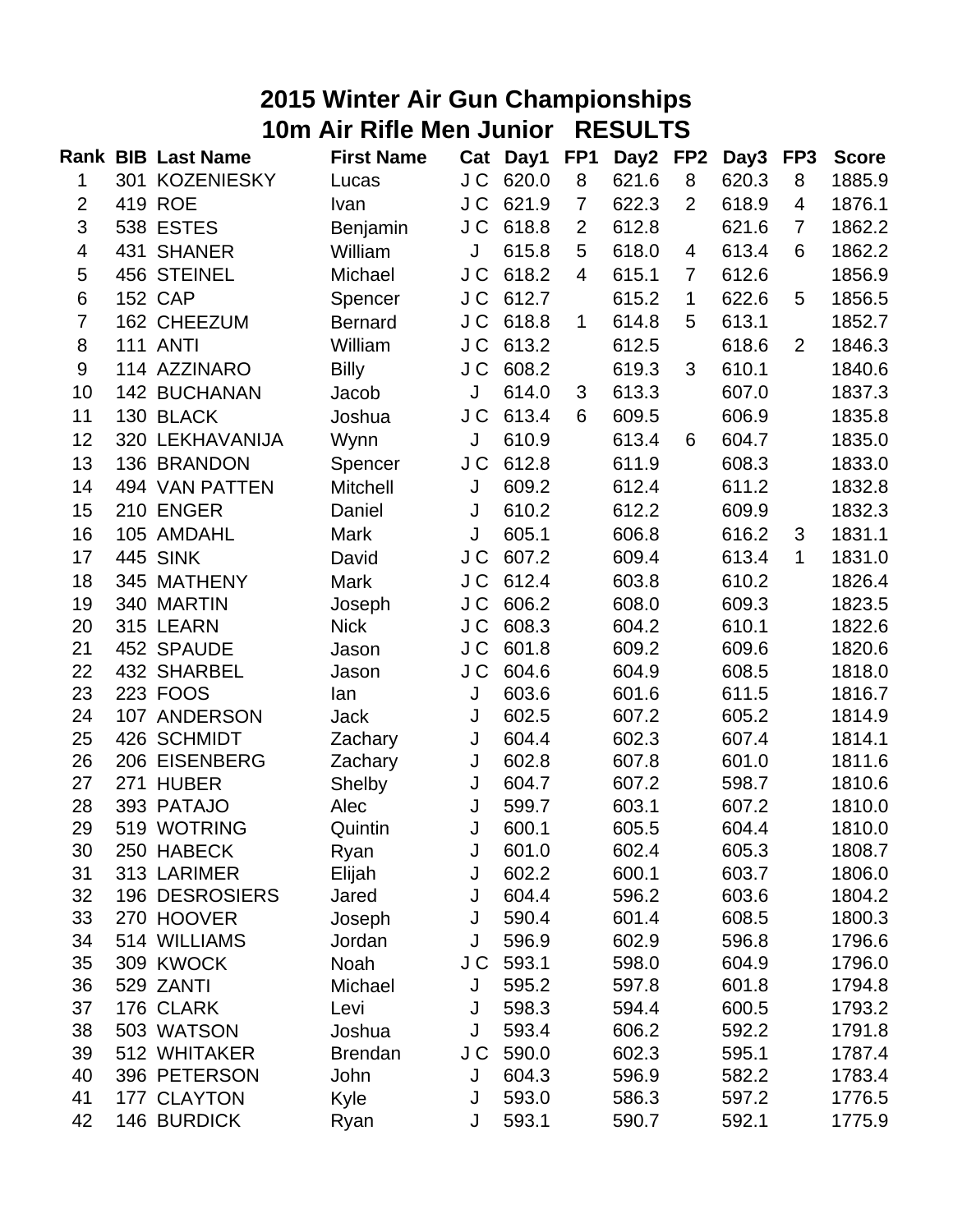# 2015 Winter Air Gun Championships

## 10m Air Rifle Men Junior RESULTS

| Rank | BIB | Last Name | First Name | Cat | Day1 | FP1 | Day2 | FP2 | Day3 | FP3 | Score |
|---|---|---|---|---|---|---|---|---|---|---|---|
| 1 | 301 | KOZENIESKY | Lucas | J C | 620.0 | 8 | 621.6 | 8 | 620.3 | 8 | 1885.9 |
| 2 | 419 | ROE | Ivan | J C | 621.9 | 7 | 622.3 | 2 | 618.9 | 4 | 1876.1 |
| 3 | 538 | ESTES | Benjamin | J C | 618.8 | 2 | 612.8 | | 621.6 | 7 | 1862.2 |
| 4 | 431 | SHANER | William | J | 615.8 | 5 | 618.0 | 4 | 613.4 | 6 | 1862.2 |
| 5 | 456 | STEINEL | Michael | J C | 618.2 | 4 | 615.1 | 7 | 612.6 | | 1856.9 |
| 6 | 152 | CAP | Spencer | J C | 612.7 | | 615.2 | 1 | 622.6 | 5 | 1856.5 |
| 7 | 162 | CHEEZUM | Bernard | J C | 618.8 | 1 | 614.8 | 5 | 613.1 | | 1852.7 |
| 8 | 111 | ANTI | William | J C | 613.2 | | 612.5 | | 618.6 | 2 | 1846.3 |
| 9 | 114 | AZZINARO | Billy | J C | 608.2 | | 619.3 | 3 | 610.1 | | 1840.6 |
| 10 | 142 | BUCHANAN | Jacob | J | 614.0 | 3 | 613.3 | | 607.0 | | 1837.3 |
| 11 | 130 | BLACK | Joshua | J C | 613.4 | 6 | 609.5 | | 606.9 | | 1835.8 |
| 12 | 320 | LEKHAVANIJA | Wynn | J | 610.9 | | 613.4 | 6 | 604.7 | | 1835.0 |
| 13 | 136 | BRANDON | Spencer | J C | 612.8 | | 611.9 | | 608.3 | | 1833.0 |
| 14 | 494 | VAN PATTEN | Mitchell | J | 609.2 | | 612.4 | | 611.2 | | 1832.8 |
| 15 | 210 | ENGER | Daniel | J | 610.2 | | 612.2 | | 609.9 | | 1832.3 |
| 16 | 105 | AMDAHL | Mark | J | 605.1 | | 606.8 | | 616.2 | 3 | 1831.1 |
| 17 | 445 | SINK | David | J C | 607.2 | | 609.4 | | 613.4 | 1 | 1831.0 |
| 18 | 345 | MATHENY | Mark | J C | 612.4 | | 603.8 | | 610.2 | | 1826.4 |
| 19 | 340 | MARTIN | Joseph | J C | 606.2 | | 608.0 | | 609.3 | | 1823.5 |
| 20 | 315 | LEARN | Nick | J C | 608.3 | | 604.2 | | 610.1 | | 1822.6 |
| 21 | 452 | SPAUDE | Jason | J C | 601.8 | | 609.2 | | 609.6 | | 1820.6 |
| 22 | 432 | SHARBEL | Jason | J C | 604.6 | | 604.9 | | 608.5 | | 1818.0 |
| 23 | 223 | FOOS | Ian | J | 603.6 | | 601.6 | | 611.5 | | 1816.7 |
| 24 | 107 | ANDERSON | Jack | J | 602.5 | | 607.2 | | 605.2 | | 1814.9 |
| 25 | 426 | SCHMIDT | Zachary | J | 604.4 | | 602.3 | | 607.4 | | 1814.1 |
| 26 | 206 | EISENBERG | Zachary | J | 602.8 | | 607.8 | | 601.0 | | 1811.6 |
| 27 | 271 | HUBER | Shelby | J | 604.7 | | 607.2 | | 598.7 | | 1810.6 |
| 28 | 393 | PATAJO | Alec | J | 599.7 | | 603.1 | | 607.2 | | 1810.0 |
| 29 | 519 | WOTRING | Quintin | J | 600.1 | | 605.5 | | 604.4 | | 1810.0 |
| 30 | 250 | HABECK | Ryan | J | 601.0 | | 602.4 | | 605.3 | | 1808.7 |
| 31 | 313 | LARIMER | Elijah | J | 602.2 | | 600.1 | | 603.7 | | 1806.0 |
| 32 | 196 | DESROSIERS | Jared | J | 604.4 | | 596.2 | | 603.6 | | 1804.2 |
| 33 | 270 | HOOVER | Joseph | J | 590.4 | | 601.4 | | 608.5 | | 1800.3 |
| 34 | 514 | WILLIAMS | Jordan | J | 596.9 | | 602.9 | | 596.8 | | 1796.6 |
| 35 | 309 | KWOCK | Noah | J C | 593.1 | | 598.0 | | 604.9 | | 1796.0 |
| 36 | 529 | ZANTI | Michael | J | 595.2 | | 597.8 | | 601.8 | | 1794.8 |
| 37 | 176 | CLARK | Levi | J | 598.3 | | 594.4 | | 600.5 | | 1793.2 |
| 38 | 503 | WATSON | Joshua | J | 593.4 | | 606.2 | | 592.2 | | 1791.8 |
| 39 | 512 | WHITAKER | Brendan | J C | 590.0 | | 602.3 | | 595.1 | | 1787.4 |
| 40 | 396 | PETERSON | John | J | 604.3 | | 596.9 | | 582.2 | | 1783.4 |
| 41 | 177 | CLAYTON | Kyle | J | 593.0 | | 586.3 | | 597.2 | | 1776.5 |
| 42 | 146 | BURDICK | Ryan | J | 593.1 | | 590.7 | | 592.1 | | 1775.9 |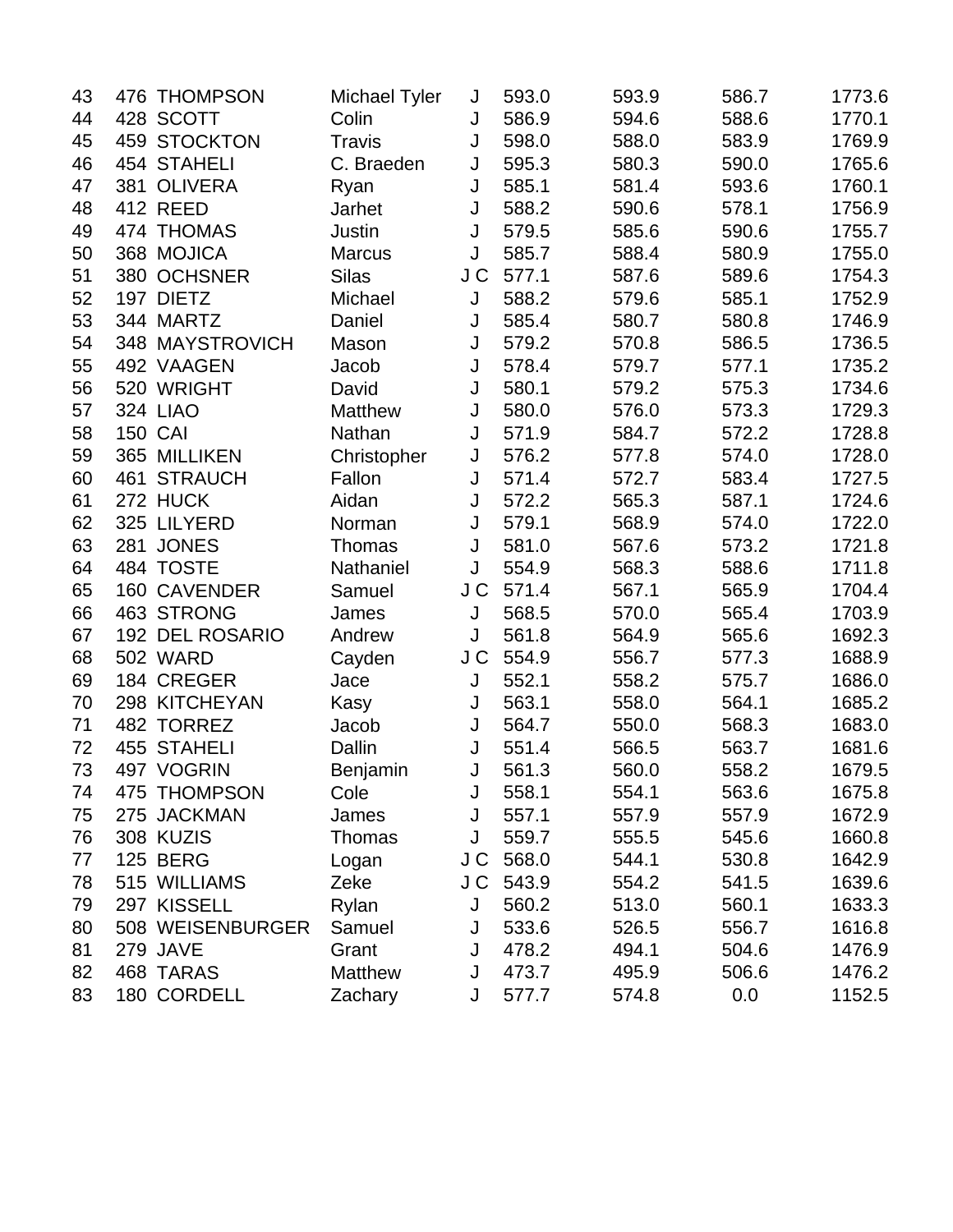| | | | | | | | | |
|---|---|---|---|---|---|---|---|---|
| 43 | 476 | THOMPSON | Michael Tyler | J | 593.0 | 593.9 | 586.7 | 1773.6 |
| 44 | 428 | SCOTT | Colin | J | 586.9 | 594.6 | 588.6 | 1770.1 |
| 45 | 459 | STOCKTON | Travis | J | 598.0 | 588.0 | 583.9 | 1769.9 |
| 46 | 454 | STAHELI | C. Braeden | J | 595.3 | 580.3 | 590.0 | 1765.6 |
| 47 | 381 | OLIVERA | Ryan | J | 585.1 | 581.4 | 593.6 | 1760.1 |
| 48 | 412 | REED | Jarhet | J | 588.2 | 590.6 | 578.1 | 1756.9 |
| 49 | 474 | THOMAS | Justin | J | 579.5 | 585.6 | 590.6 | 1755.7 |
| 50 | 368 | MOJICA | Marcus | J | 585.7 | 588.4 | 580.9 | 1755.0 |
| 51 | 380 | OCHSNER | Silas | J C | 577.1 | 587.6 | 589.6 | 1754.3 |
| 52 | 197 | DIETZ | Michael | J | 588.2 | 579.6 | 585.1 | 1752.9 |
| 53 | 344 | MARTZ | Daniel | J | 585.4 | 580.7 | 580.8 | 1746.9 |
| 54 | 348 | MAYSTROVICH | Mason | J | 579.2 | 570.8 | 586.5 | 1736.5 |
| 55 | 492 | VAAGEN | Jacob | J | 578.4 | 579.7 | 577.1 | 1735.2 |
| 56 | 520 | WRIGHT | David | J | 580.1 | 579.2 | 575.3 | 1734.6 |
| 57 | 324 | LIAO | Matthew | J | 580.0 | 576.0 | 573.3 | 1729.3 |
| 58 | 150 | CAI | Nathan | J | 571.9 | 584.7 | 572.2 | 1728.8 |
| 59 | 365 | MILLIKEN | Christopher | J | 576.2 | 577.8 | 574.0 | 1728.0 |
| 60 | 461 | STRAUCH | Fallon | J | 571.4 | 572.7 | 583.4 | 1727.5 |
| 61 | 272 | HUCK | Aidan | J | 572.2 | 565.3 | 587.1 | 1724.6 |
| 62 | 325 | LILYERD | Norman | J | 579.1 | 568.9 | 574.0 | 1722.0 |
| 63 | 281 | JONES | Thomas | J | 581.0 | 567.6 | 573.2 | 1721.8 |
| 64 | 484 | TOSTE | Nathaniel | J | 554.9 | 568.3 | 588.6 | 1711.8 |
| 65 | 160 | CAVENDER | Samuel | J C | 571.4 | 567.1 | 565.9 | 1704.4 |
| 66 | 463 | STRONG | James | J | 568.5 | 570.0 | 565.4 | 1703.9 |
| 67 | 192 | DEL ROSARIO | Andrew | J | 561.8 | 564.9 | 565.6 | 1692.3 |
| 68 | 502 | WARD | Cayden | J C | 554.9 | 556.7 | 577.3 | 1688.9 |
| 69 | 184 | CREGER | Jace | J | 552.1 | 558.2 | 575.7 | 1686.0 |
| 70 | 298 | KITCHEYAN | Kasy | J | 563.1 | 558.0 | 564.1 | 1685.2 |
| 71 | 482 | TORREZ | Jacob | J | 564.7 | 550.0 | 568.3 | 1683.0 |
| 72 | 455 | STAHELI | Dallin | J | 551.4 | 566.5 | 563.7 | 1681.6 |
| 73 | 497 | VOGRIN | Benjamin | J | 561.3 | 560.0 | 558.2 | 1679.5 |
| 74 | 475 | THOMPSON | Cole | J | 558.1 | 554.1 | 563.6 | 1675.8 |
| 75 | 275 | JACKMAN | James | J | 557.1 | 557.9 | 557.9 | 1672.9 |
| 76 | 308 | KUZIS | Thomas | J | 559.7 | 555.5 | 545.6 | 1660.8 |
| 77 | 125 | BERG | Logan | J C | 568.0 | 544.1 | 530.8 | 1642.9 |
| 78 | 515 | WILLIAMS | Zeke | J C | 543.9 | 554.2 | 541.5 | 1639.6 |
| 79 | 297 | KISSELL | Rylan | J | 560.2 | 513.0 | 560.1 | 1633.3 |
| 80 | 508 | WEISENBURGER | Samuel | J | 533.6 | 526.5 | 556.7 | 1616.8 |
| 81 | 279 | JAVE | Grant | J | 478.2 | 494.1 | 504.6 | 1476.9 |
| 82 | 468 | TARAS | Matthew | J | 473.7 | 495.9 | 506.6 | 1476.2 |
| 83 | 180 | CORDELL | Zachary | J | 577.7 | 574.8 | 0.0 | 1152.5 |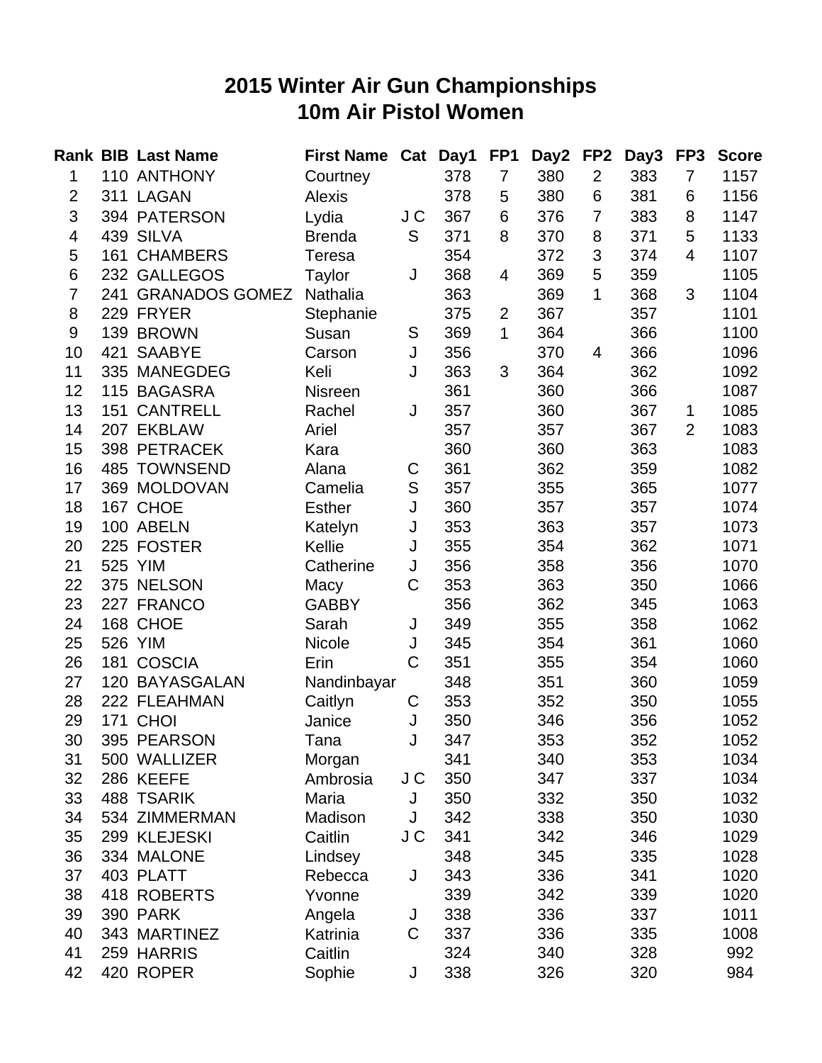# 2015 Winter Air Gun Championships
## 10m Air Pistol Women

| Rank | BIB | Last Name | First Name | Cat | Day1 | FP1 | Day2 | FP2 | Day3 | FP3 | Score |
|---|---|---|---|---|---|---|---|---|---|---|---|
| 1 | 110 | ANTHONY | Courtney | | 378 | 7 | 380 | 2 | 383 | 7 | 1157 |
| 2 | 311 | LAGAN | Alexis | | 378 | 5 | 380 | 6 | 381 | 6 | 1156 |
| 3 | 394 | PATERSON | Lydia | J C | 367 | 6 | 376 | 7 | 383 | 8 | 1147 |
| 4 | 439 | SILVA | Brenda | S | 371 | 8 | 370 | 8 | 371 | 5 | 1133 |
| 5 | 161 | CHAMBERS | Teresa | | 354 | | 372 | 3 | 374 | 4 | 1107 |
| 6 | 232 | GALLEGOS | Taylor | J | 368 | 4 | 369 | 5 | 359 | | 1105 |
| 7 | 241 | GRANADOS GOMEZ | Nathalia | | 363 | | 369 | 1 | 368 | 3 | 1104 |
| 8 | 229 | FRYER | Stephanie | | 375 | 2 | 367 | | 357 | | 1101 |
| 9 | 139 | BROWN | Susan | S | 369 | 1 | 364 | | 366 | | 1100 |
| 10 | 421 | SAABYE | Carson | J | 356 | | 370 | 4 | 366 | | 1096 |
| 11 | 335 | MANEGDEG | Keli | J | 363 | 3 | 364 | | 362 | | 1092 |
| 12 | 115 | BAGASRA | Nisreen | | 361 | | 360 | | 366 | | 1087 |
| 13 | 151 | CANTRELL | Rachel | J | 357 | | 360 | | 367 | 1 | 1085 |
| 14 | 207 | EKBLAW | Ariel | | 357 | | 357 | | 367 | 2 | 1083 |
| 15 | 398 | PETRACEK | Kara | | 360 | | 360 | | 363 | | 1083 |
| 16 | 485 | TOWNSEND | Alana | C | 361 | | 362 | | 359 | | 1082 |
| 17 | 369 | MOLDOVAN | Camelia | S | 357 | | 355 | | 365 | | 1077 |
| 18 | 167 | CHOE | Esther | J | 360 | | 357 | | 357 | | 1074 |
| 19 | 100 | ABELN | Katelyn | J | 353 | | 363 | | 357 | | 1073 |
| 20 | 225 | FOSTER | Kellie | J | 355 | | 354 | | 362 | | 1071 |
| 21 | 525 | YIM | Catherine | J | 356 | | 358 | | 356 | | 1070 |
| 22 | 375 | NELSON | Macy | C | 353 | | 363 | | 350 | | 1066 |
| 23 | 227 | FRANCO | GABBY | | 356 | | 362 | | 345 | | 1063 |
| 24 | 168 | CHOE | Sarah | J | 349 | | 355 | | 358 | | 1062 |
| 25 | 526 | YIM | Nicole | J | 345 | | 354 | | 361 | | 1060 |
| 26 | 181 | COSCIA | Erin | C | 351 | | 355 | | 354 | | 1060 |
| 27 | 120 | BAYASGALAN | Nandinbayar | | 348 | | 351 | | 360 | | 1059 |
| 28 | 222 | FLEAHMAN | Caitlyn | C | 353 | | 352 | | 350 | | 1055 |
| 29 | 171 | CHOI | Janice | J | 350 | | 346 | | 356 | | 1052 |
| 30 | 395 | PEARSON | Tana | J | 347 | | 353 | | 352 | | 1052 |
| 31 | 500 | WALLIZER | Morgan | | 341 | | 340 | | 353 | | 1034 |
| 32 | 286 | KEEFE | Ambrosia | J C | 350 | | 347 | | 337 | | 1034 |
| 33 | 488 | TSARIK | Maria | J | 350 | | 332 | | 350 | | 1032 |
| 34 | 534 | ZIMMERMAN | Madison | J | 342 | | 338 | | 350 | | 1030 |
| 35 | 299 | KLEJESKI | Caitlin | J C | 341 | | 342 | | 346 | | 1029 |
| 36 | 334 | MALONE | Lindsey | | 348 | | 345 | | 335 | | 1028 |
| 37 | 403 | PLATT | Rebecca | J | 343 | | 336 | | 341 | | 1020 |
| 38 | 418 | ROBERTS | Yvonne | | 339 | | 342 | | 339 | | 1020 |
| 39 | 390 | PARK | Angela | J | 338 | | 336 | | 337 | | 1011 |
| 40 | 343 | MARTINEZ | Katrinia | C | 337 | | 336 | | 335 | | 1008 |
| 41 | 259 | HARRIS | Caitlin | | 324 | | 340 | | 328 | | 992 |
| 42 | 420 | ROPER | Sophie | J | 338 | | 326 | | 320 | | 984 |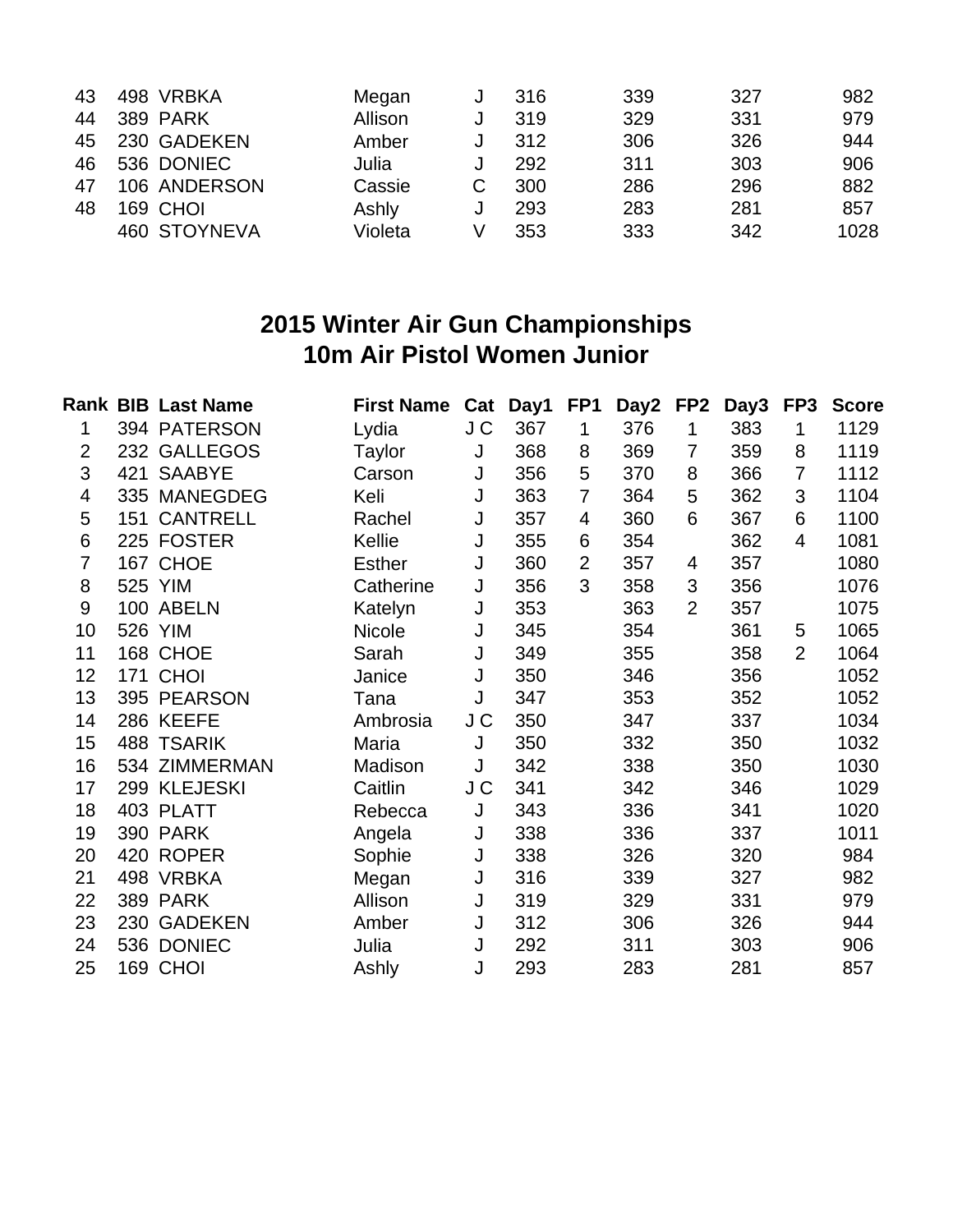| | | | | | | | | |
|---|---|---|---|---|---|---|---|---|
| 43 | 498 | VRBKA | Megan | J | 316 | 339 | 327 | 982 |
| 44 | 389 | PARK | Allison | J | 319 | 329 | 331 | 979 |
| 45 | 230 | GADEKEN | Amber | J | 312 | 306 | 326 | 944 |
| 46 | 536 | DONIEC | Julia | J | 292 | 311 | 303 | 906 |
| 47 | 106 | ANDERSON | Cassie | C | 300 | 286 | 296 | 882 |
| 48 | 169 | CHOI | Ashly | J | 293 | 283 | 281 | 857 |
| | 460 | STOYNEVA | Violeta | V | 353 | 333 | 342 | 1028 |

## 2015 Winter Air Gun Championships
## 10m Air Pistol Women Junior

| Rank | BIB | Last Name | First Name | Cat | Day1 | FP1 | Day2 | FP2 | Day3 | FP3 | Score |
|---|---|---|---|---|---|---|---|---|---|---|---|
| 1 | 394 | PATERSON | Lydia | J C | 367 | 1 | 376 | 1 | 383 | 1 | 1129 |
| 2 | 232 | GALLEGOS | Taylor | J | 368 | 8 | 369 | 7 | 359 | 8 | 1119 |
| 3 | 421 | SAABYE | Carson | J | 356 | 5 | 370 | 8 | 366 | 7 | 1112 |
| 4 | 335 | MANEGDEG | Keli | J | 363 | 7 | 364 | 5 | 362 | 3 | 1104 |
| 5 | 151 | CANTRELL | Rachel | J | 357 | 4 | 360 | 6 | 367 | 6 | 1100 |
| 6 | 225 | FOSTER | Kellie | J | 355 | 6 | 354 | | 362 | 4 | 1081 |
| 7 | 167 | CHOE | Esther | J | 360 | 2 | 357 | 4 | 357 | | 1080 |
| 8 | 525 | YIM | Catherine | J | 356 | 3 | 358 | 3 | 356 | | 1076 |
| 9 | 100 | ABELN | Katelyn | J | 353 | | 363 | 2 | 357 | | 1075 |
| 10 | 526 | YIM | Nicole | J | 345 | | 354 | | 361 | 5 | 1065 |
| 11 | 168 | CHOE | Sarah | J | 349 | | 355 | | 358 | 2 | 1064 |
| 12 | 171 | CHOI | Janice | J | 350 | | 346 | | 356 | | 1052 |
| 13 | 395 | PEARSON | Tana | J | 347 | | 353 | | 352 | | 1052 |
| 14 | 286 | KEEFE | Ambrosia | J C | 350 | | 347 | | 337 | | 1034 |
| 15 | 488 | TSARIK | Maria | J | 350 | | 332 | | 350 | | 1032 |
| 16 | 534 | ZIMMERMAN | Madison | J | 342 | | 338 | | 350 | | 1030 |
| 17 | 299 | KLEJESKI | Caitlin | J C | 341 | | 342 | | 346 | | 1029 |
| 18 | 403 | PLATT | Rebecca | J | 343 | | 336 | | 341 | | 1020 |
| 19 | 390 | PARK | Angela | J | 338 | | 336 | | 337 | | 1011 |
| 20 | 420 | ROPER | Sophie | J | 338 | | 326 | | 320 | | 984 |
| 21 | 498 | VRBKA | Megan | J | 316 | | 339 | | 327 | | 982 |
| 22 | 389 | PARK | Allison | J | 319 | | 329 | | 331 | | 979 |
| 23 | 230 | GADEKEN | Amber | J | 312 | | 306 | | 326 | | 944 |
| 24 | 536 | DONIEC | Julia | J | 292 | | 311 | | 303 | | 906 |
| 25 | 169 | CHOI | Ashly | J | 293 | | 283 | | 281 | | 857 |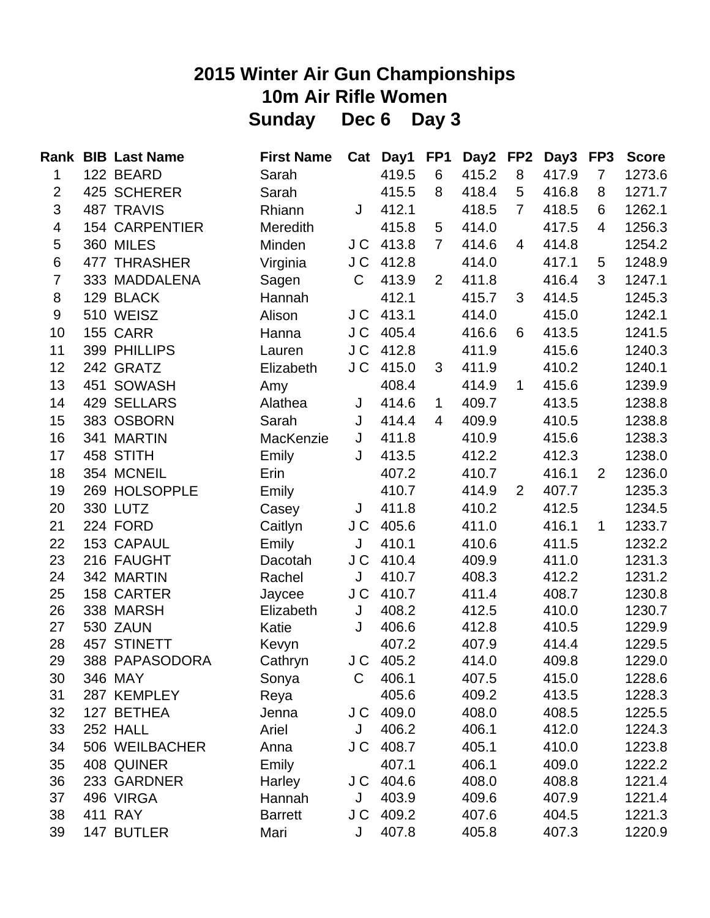# 2015 Winter Air Gun Championships
## 10m Air Rifle Women
## Sunday Dec 6 Day 3

| Rank | BIB | Last Name | First Name | Cat | Day1 | FP1 | Day2 | FP2 | Day3 | FP3 | Score |
|---|---|---|---|---|---|---|---|---|---|---|---|
| 1 | 122 | BEARD | Sarah | | 419.5 | 6 | 415.2 | 8 | 417.9 | 7 | 1273.6 |
| 2 | 425 | SCHERER | Sarah | | 415.5 | 8 | 418.4 | 5 | 416.8 | 8 | 1271.7 |
| 3 | 487 | TRAVIS | Rhiann | J | 412.1 | | 418.5 | 7 | 418.5 | 6 | 1262.1 |
| 4 | 154 | CARPENTIER | Meredith | | 415.8 | 5 | 414.0 | | 417.5 | 4 | 1256.3 |
| 5 | 360 | MILES | Minden | J C | 413.8 | 7 | 414.6 | 4 | 414.8 | | 1254.2 |
| 6 | 477 | THRASHER | Virginia | J C | 412.8 | | 414.0 | | 417.1 | 5 | 1248.9 |
| 7 | 333 | MADDALENA | Sagen | C | 413.9 | 2 | 411.8 | | 416.4 | 3 | 1247.1 |
| 8 | 129 | BLACK | Hannah | | 412.1 | | 415.7 | 3 | 414.5 | | 1245.3 |
| 9 | 510 | WEISZ | Alison | J C | 413.1 | | 414.0 | | 415.0 | | 1242.1 |
| 10 | 155 | CARR | Hanna | J C | 405.4 | | 416.6 | 6 | 413.5 | | 1241.5 |
| 11 | 399 | PHILLIPS | Lauren | J C | 412.8 | | 411.9 | | 415.6 | | 1240.3 |
| 12 | 242 | GRATZ | Elizabeth | J C | 415.0 | 3 | 411.9 | | 410.2 | | 1240.1 |
| 13 | 451 | SOWASH | Amy | | 408.4 | | 414.9 | 1 | 415.6 | | 1239.9 |
| 14 | 429 | SELLARS | Alathea | J | 414.6 | 1 | 409.7 | | 413.5 | | 1238.8 |
| 15 | 383 | OSBORN | Sarah | J | 414.4 | 4 | 409.9 | | 410.5 | | 1238.8 |
| 16 | 341 | MARTIN | MacKenzie | J | 411.8 | | 410.9 | | 415.6 | | 1238.3 |
| 17 | 458 | STITH | Emily | J | 413.5 | | 412.2 | | 412.3 | | 1238.0 |
| 18 | 354 | MCNEIL | Erin | | 407.2 | | 410.7 | | 416.1 | 2 | 1236.0 |
| 19 | 269 | HOLSOPPLE | Emily | | 410.7 | | 414.9 | 2 | 407.7 | | 1235.3 |
| 20 | 330 | LUTZ | Casey | J | 411.8 | | 410.2 | | 412.5 | | 1234.5 |
| 21 | 224 | FORD | Caitlyn | J C | 405.6 | | 411.0 | | 416.1 | 1 | 1233.7 |
| 22 | 153 | CAPAUL | Emily | J | 410.1 | | 410.6 | | 411.5 | | 1232.2 |
| 23 | 216 | FAUGHT | Dacotah | J C | 410.4 | | 409.9 | | 411.0 | | 1231.3 |
| 24 | 342 | MARTIN | Rachel | J | 410.7 | | 408.3 | | 412.2 | | 1231.2 |
| 25 | 158 | CARTER | Jaycee | J C | 410.7 | | 411.4 | | 408.7 | | 1230.8 |
| 26 | 338 | MARSH | Elizabeth | J | 408.2 | | 412.5 | | 410.0 | | 1230.7 |
| 27 | 530 | ZAUN | Katie | J | 406.6 | | 412.8 | | 410.5 | | 1229.9 |
| 28 | 457 | STINETT | Kevyn | | 407.2 | | 407.9 | | 414.4 | | 1229.5 |
| 29 | 388 | PAPASODORA | Cathryn | J C | 405.2 | | 414.0 | | 409.8 | | 1229.0 |
| 30 | 346 | MAY | Sonya | C | 406.1 | | 407.5 | | 415.0 | | 1228.6 |
| 31 | 287 | KEMPLEY | Reya | | 405.6 | | 409.2 | | 413.5 | | 1228.3 |
| 32 | 127 | BETHEA | Jenna | J C | 409.0 | | 408.0 | | 408.5 | | 1225.5 |
| 33 | 252 | HALL | Ariel | J | 406.2 | | 406.1 | | 412.0 | | 1224.3 |
| 34 | 506 | WEILBACHER | Anna | J C | 408.7 | | 405.1 | | 410.0 | | 1223.8 |
| 35 | 408 | QUINER | Emily | | 407.1 | | 406.1 | | 409.0 | | 1222.2 |
| 36 | 233 | GARDNER | Harley | J C | 404.6 | | 408.0 | | 408.8 | | 1221.4 |
| 37 | 496 | VIRGA | Hannah | J | 403.9 | | 409.6 | | 407.9 | | 1221.4 |
| 38 | 411 | RAY | Barrett | J C | 409.2 | | 407.6 | | 404.5 | | 1221.3 |
| 39 | 147 | BUTLER | Mari | J | 407.8 | | 405.8 | | 407.3 | | 1220.9 |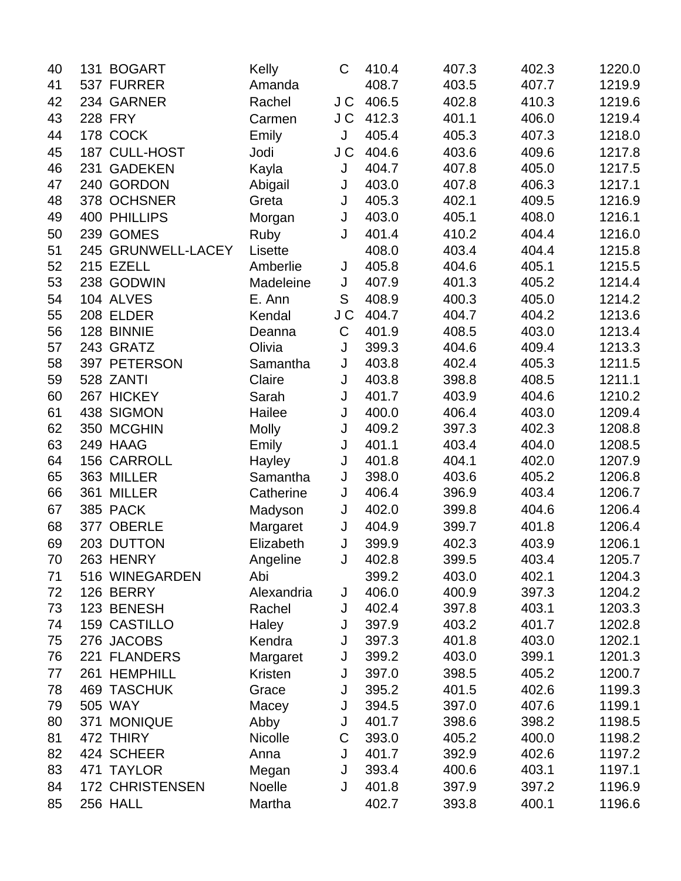| | | | | | | | | |
|---|---|---|---|---|---|---|---|---|
| 40 | 131 | BOGART | Kelly | C | 410.4 | 407.3 | 402.3 | 1220.0 |
| 41 | 537 | FURRER | Amanda | | 408.7 | 403.5 | 407.7 | 1219.9 |
| 42 | 234 | GARNER | Rachel | J C | 406.5 | 402.8 | 410.3 | 1219.6 |
| 43 | 228 | FRY | Carmen | J C | 412.3 | 401.1 | 406.0 | 1219.4 |
| 44 | 178 | COCK | Emily | J | 405.4 | 405.3 | 407.3 | 1218.0 |
| 45 | 187 | CULL-HOST | Jodi | J C | 404.6 | 403.6 | 409.6 | 1217.8 |
| 46 | 231 | GADEKEN | Kayla | J | 404.7 | 407.8 | 405.0 | 1217.5 |
| 47 | 240 | GORDON | Abigail | J | 403.0 | 407.8 | 406.3 | 1217.1 |
| 48 | 378 | OCHSNER | Greta | J | 405.3 | 402.1 | 409.5 | 1216.9 |
| 49 | 400 | PHILLIPS | Morgan | J | 403.0 | 405.1 | 408.0 | 1216.1 |
| 50 | 239 | GOMES | Ruby | J | 401.4 | 410.2 | 404.4 | 1216.0 |
| 51 | 245 | GRUNWELL-LACEY | Lisette | | 408.0 | 403.4 | 404.4 | 1215.8 |
| 52 | 215 | EZELL | Amberlie | J | 405.8 | 404.6 | 405.1 | 1215.5 |
| 53 | 238 | GODWIN | Madeleine | J | 407.9 | 401.3 | 405.2 | 1214.4 |
| 54 | 104 | ALVES | E. Ann | S | 408.9 | 400.3 | 405.0 | 1214.2 |
| 55 | 208 | ELDER | Kendal | J C | 404.7 | 404.7 | 404.2 | 1213.6 |
| 56 | 128 | BINNIE | Deanna | C | 401.9 | 408.5 | 403.0 | 1213.4 |
| 57 | 243 | GRATZ | Olivia | J | 399.3 | 404.6 | 409.4 | 1213.3 |
| 58 | 397 | PETERSON | Samantha | J | 403.8 | 402.4 | 405.3 | 1211.5 |
| 59 | 528 | ZANTI | Claire | J | 403.8 | 398.8 | 408.5 | 1211.1 |
| 60 | 267 | HICKEY | Sarah | J | 401.7 | 403.9 | 404.6 | 1210.2 |
| 61 | 438 | SIGMON | Hailee | J | 400.0 | 406.4 | 403.0 | 1209.4 |
| 62 | 350 | MCGHIN | Molly | J | 409.2 | 397.3 | 402.3 | 1208.8 |
| 63 | 249 | HAAG | Emily | J | 401.1 | 403.4 | 404.0 | 1208.5 |
| 64 | 156 | CARROLL | Hayley | J | 401.8 | 404.1 | 402.0 | 1207.9 |
| 65 | 363 | MILLER | Samantha | J | 398.0 | 403.6 | 405.2 | 1206.8 |
| 66 | 361 | MILLER | Catherine | J | 406.4 | 396.9 | 403.4 | 1206.7 |
| 67 | 385 | PACK | Madyson | J | 402.0 | 399.8 | 404.6 | 1206.4 |
| 68 | 377 | OBERLE | Margaret | J | 404.9 | 399.7 | 401.8 | 1206.4 |
| 69 | 203 | DUTTON | Elizabeth | J | 399.9 | 402.3 | 403.9 | 1206.1 |
| 70 | 263 | HENRY | Angeline | J | 402.8 | 399.5 | 403.4 | 1205.7 |
| 71 | 516 | WINEGARDEN | Abi | | 399.2 | 403.0 | 402.1 | 1204.3 |
| 72 | 126 | BERRY | Alexandria | J | 406.0 | 400.9 | 397.3 | 1204.2 |
| 73 | 123 | BENESH | Rachel | J | 402.4 | 397.8 | 403.1 | 1203.3 |
| 74 | 159 | CASTILLO | Haley | J | 397.9 | 403.2 | 401.7 | 1202.8 |
| 75 | 276 | JACOBS | Kendra | J | 397.3 | 401.8 | 403.0 | 1202.1 |
| 76 | 221 | FLANDERS | Margaret | J | 399.2 | 403.0 | 399.1 | 1201.3 |
| 77 | 261 | HEMPHILL | Kristen | J | 397.0 | 398.5 | 405.2 | 1200.7 |
| 78 | 469 | TASCHUK | Grace | J | 395.2 | 401.5 | 402.6 | 1199.3 |
| 79 | 505 | WAY | Macey | J | 394.5 | 397.0 | 407.6 | 1199.1 |
| 80 | 371 | MONIQUE | Abby | J | 401.7 | 398.6 | 398.2 | 1198.5 |
| 81 | 472 | THIRY | Nicolle | C | 393.0 | 405.2 | 400.0 | 1198.2 |
| 82 | 424 | SCHEER | Anna | J | 401.7 | 392.9 | 402.6 | 1197.2 |
| 83 | 471 | TAYLOR | Megan | J | 393.4 | 400.6 | 403.1 | 1197.1 |
| 84 | 172 | CHRISTENSEN | Noelle | J | 401.8 | 397.9 | 397.2 | 1196.9 |
| 85 | 256 | HALL | Martha | | 402.7 | 393.8 | 400.1 | 1196.6 |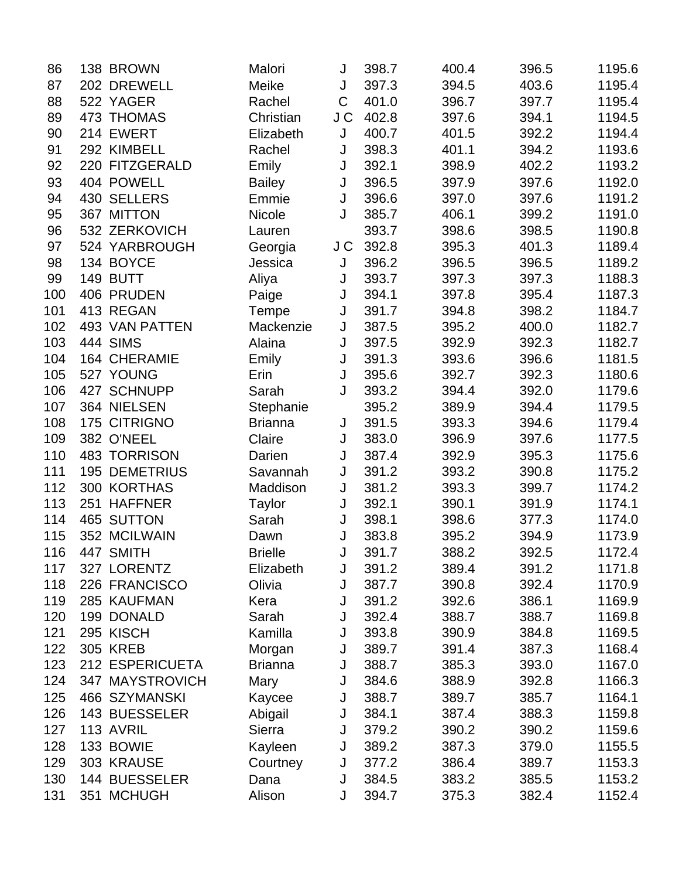| | | | | | | | | |
|---|---|---|---|---|---|---|---|---|
| 86 | 138 | BROWN | Malori | J | 398.7 | 400.4 | 396.5 | 1195.6 |
| 87 | 202 | DREWELL | Meike | J | 397.3 | 394.5 | 403.6 | 1195.4 |
| 88 | 522 | YAGER | Rachel | C | 401.0 | 396.7 | 397.7 | 1195.4 |
| 89 | 473 | THOMAS | Christian | J C | 402.8 | 397.6 | 394.1 | 1194.5 |
| 90 | 214 | EWERT | Elizabeth | J | 400.7 | 401.5 | 392.2 | 1194.4 |
| 91 | 292 | KIMBELL | Rachel | J | 398.3 | 401.1 | 394.2 | 1193.6 |
| 92 | 220 | FITZGERALD | Emily | J | 392.1 | 398.9 | 402.2 | 1193.2 |
| 93 | 404 | POWELL | Bailey | J | 396.5 | 397.9 | 397.6 | 1192.0 |
| 94 | 430 | SELLERS | Emmie | J | 396.6 | 397.0 | 397.6 | 1191.2 |
| 95 | 367 | MITTON | Nicole | J | 385.7 | 406.1 | 399.2 | 1191.0 |
| 96 | 532 | ZERKOVICH | Lauren | | 393.7 | 398.6 | 398.5 | 1190.8 |
| 97 | 524 | YARBROUGH | Georgia | J C | 392.8 | 395.3 | 401.3 | 1189.4 |
| 98 | 134 | BOYCE | Jessica | J | 396.2 | 396.5 | 396.5 | 1189.2 |
| 99 | 149 | BUTT | Aliya | J | 393.7 | 397.3 | 397.3 | 1188.3 |
| 100 | 406 | PRUDEN | Paige | J | 394.1 | 397.8 | 395.4 | 1187.3 |
| 101 | 413 | REGAN | Tempe | J | 391.7 | 394.8 | 398.2 | 1184.7 |
| 102 | 493 | VAN PATTEN | Mackenzie | J | 387.5 | 395.2 | 400.0 | 1182.7 |
| 103 | 444 | SIMS | Alaina | J | 397.5 | 392.9 | 392.3 | 1182.7 |
| 104 | 164 | CHERAMIE | Emily | J | 391.3 | 393.6 | 396.6 | 1181.5 |
| 105 | 527 | YOUNG | Erin | J | 395.6 | 392.7 | 392.3 | 1180.6 |
| 106 | 427 | SCHNUPP | Sarah | J | 393.2 | 394.4 | 392.0 | 1179.6 |
| 107 | 364 | NIELSEN | Stephanie | | 395.2 | 389.9 | 394.4 | 1179.5 |
| 108 | 175 | CITRIGNO | Brianna | J | 391.5 | 393.3 | 394.6 | 1179.4 |
| 109 | 382 | O'NEEL | Claire | J | 383.0 | 396.9 | 397.6 | 1177.5 |
| 110 | 483 | TORRISON | Darien | J | 387.4 | 392.9 | 395.3 | 1175.6 |
| 111 | 195 | DEMETRIUS | Savannah | J | 391.2 | 393.2 | 390.8 | 1175.2 |
| 112 | 300 | KORTHAS | Maddison | J | 381.2 | 393.3 | 399.7 | 1174.2 |
| 113 | 251 | HAFFNER | Taylor | J | 392.1 | 390.1 | 391.9 | 1174.1 |
| 114 | 465 | SUTTON | Sarah | J | 398.1 | 398.6 | 377.3 | 1174.0 |
| 115 | 352 | MCILWAIN | Dawn | J | 383.8 | 395.2 | 394.9 | 1173.9 |
| 116 | 447 | SMITH | Brielle | J | 391.7 | 388.2 | 392.5 | 1172.4 |
| 117 | 327 | LORENTZ | Elizabeth | J | 391.2 | 389.4 | 391.2 | 1171.8 |
| 118 | 226 | FRANCISCO | Olivia | J | 387.7 | 390.8 | 392.4 | 1170.9 |
| 119 | 285 | KAUFMAN | Kera | J | 391.2 | 392.6 | 386.1 | 1169.9 |
| 120 | 199 | DONALD | Sarah | J | 392.4 | 388.7 | 388.7 | 1169.8 |
| 121 | 295 | KISCH | Kamilla | J | 393.8 | 390.9 | 384.8 | 1169.5 |
| 122 | 305 | KREB | Morgan | J | 389.7 | 391.4 | 387.3 | 1168.4 |
| 123 | 212 | ESPERICUETA | Brianna | J | 388.7 | 385.3 | 393.0 | 1167.0 |
| 124 | 347 | MAYSTROVICH | Mary | J | 384.6 | 388.9 | 392.8 | 1166.3 |
| 125 | 466 | SZYMANSKI | Kaycee | J | 388.7 | 389.7 | 385.7 | 1164.1 |
| 126 | 143 | BUESSELER | Abigail | J | 384.1 | 387.4 | 388.3 | 1159.8 |
| 127 | 113 | AVRIL | Sierra | J | 379.2 | 390.2 | 390.2 | 1159.6 |
| 128 | 133 | BOWIE | Kayleen | J | 389.2 | 387.3 | 379.0 | 1155.5 |
| 129 | 303 | KRAUSE | Courtney | J | 377.2 | 386.4 | 389.7 | 1153.3 |
| 130 | 144 | BUESSELER | Dana | J | 384.5 | 383.2 | 385.5 | 1153.2 |
| 131 | 351 | MCHUGH | Alison | J | 394.7 | 375.3 | 382.4 | 1152.4 |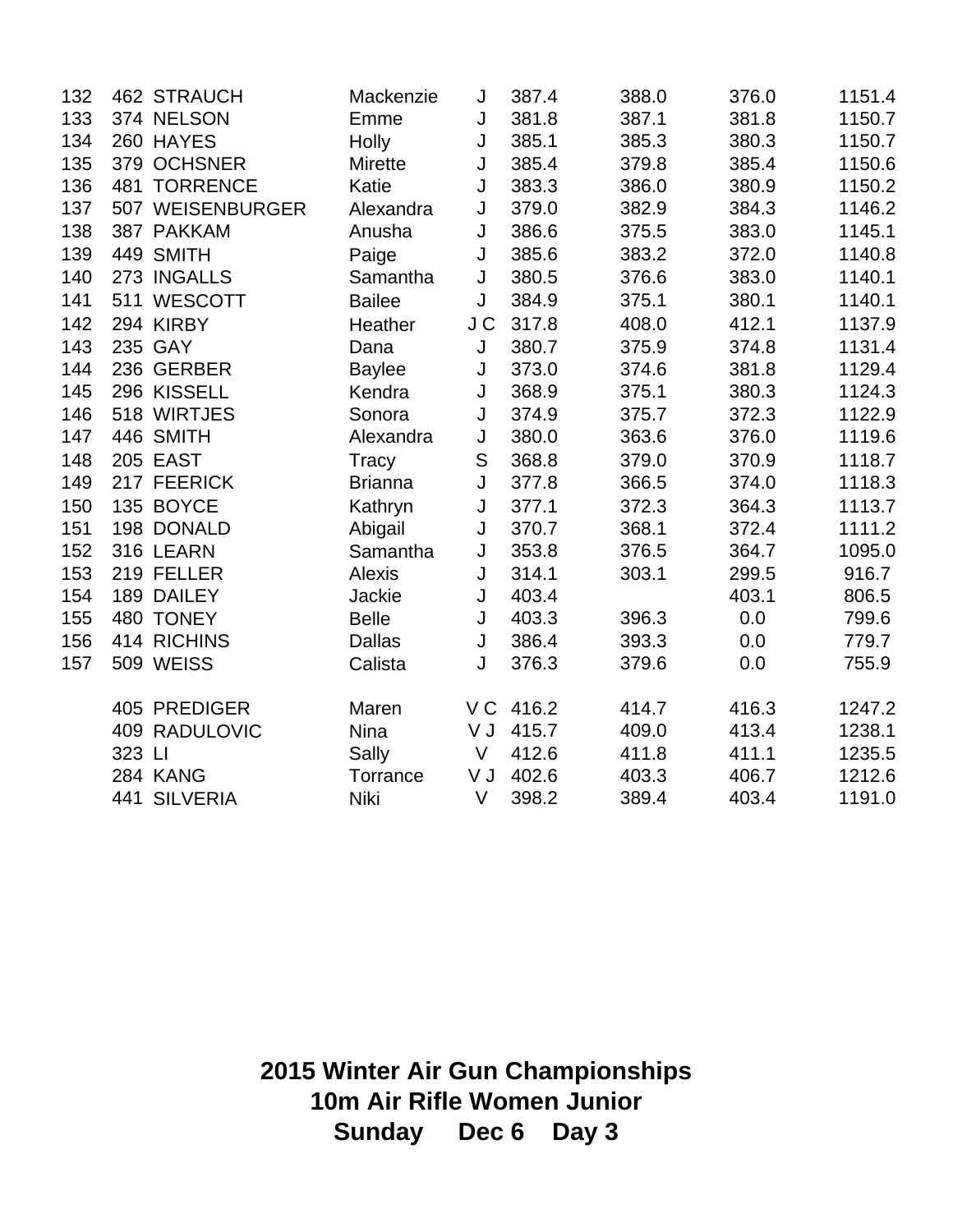| | | | | | | | | |
|---|---|---|---|---|---|---|---|---|
| 132 | 462 | STRAUCH | Mackenzie | J | 387.4 | 388.0 | 376.0 | 1151.4 |
| 133 | 374 | NELSON | Emme | J | 381.8 | 387.1 | 381.8 | 1150.7 |
| 134 | 260 | HAYES | Holly | J | 385.1 | 385.3 | 380.3 | 1150.7 |
| 135 | 379 | OCHSNER | Mirette | J | 385.4 | 379.8 | 385.4 | 1150.6 |
| 136 | 481 | TORRENCE | Katie | J | 383.3 | 386.0 | 380.9 | 1150.2 |
| 137 | 507 | WEISENBURGER | Alexandra | J | 379.0 | 382.9 | 384.3 | 1146.2 |
| 138 | 387 | PAKKAM | Anusha | J | 386.6 | 375.5 | 383.0 | 1145.1 |
| 139 | 449 | SMITH | Paige | J | 385.6 | 383.2 | 372.0 | 1140.8 |
| 140 | 273 | INGALLS | Samantha | J | 380.5 | 376.6 | 383.0 | 1140.1 |
| 141 | 511 | WESCOTT | Bailee | J | 384.9 | 375.1 | 380.1 | 1140.1 |
| 142 | 294 | KIRBY | Heather | J C | 317.8 | 408.0 | 412.1 | 1137.9 |
| 143 | 235 | GAY | Dana | J | 380.7 | 375.9 | 374.8 | 1131.4 |
| 144 | 236 | GERBER | Baylee | J | 373.0 | 374.6 | 381.8 | 1129.4 |
| 145 | 296 | KISSELL | Kendra | J | 368.9 | 375.1 | 380.3 | 1124.3 |
| 146 | 518 | WIRTJES | Sonora | J | 374.9 | 375.7 | 372.3 | 1122.9 |
| 147 | 446 | SMITH | Alexandra | J | 380.0 | 363.6 | 376.0 | 1119.6 |
| 148 | 205 | EAST | Tracy | S | 368.8 | 379.0 | 370.9 | 1118.7 |
| 149 | 217 | FEERICK | Brianna | J | 377.8 | 366.5 | 374.0 | 1118.3 |
| 150 | 135 | BOYCE | Kathryn | J | 377.1 | 372.3 | 364.3 | 1113.7 |
| 151 | 198 | DONALD | Abigail | J | 370.7 | 368.1 | 372.4 | 1111.2 |
| 152 | 316 | LEARN | Samantha | J | 353.8 | 376.5 | 364.7 | 1095.0 |
| 153 | 219 | FELLER | Alexis | J | 314.1 | 303.1 | 299.5 | 916.7 |
| 154 | 189 | DAILEY | Jackie | J | 403.4 | | 403.1 | 806.5 |
| 155 | 480 | TONEY | Belle | J | 403.3 | 396.3 | 0.0 | 799.6 |
| 156 | 414 | RICHINS | Dallas | J | 386.4 | 393.3 | 0.0 | 779.7 |
| 157 | 509 | WEISS | Calista | J | 376.3 | 379.6 | 0.0 | 755.9 |
| | | | | | | | | |
| | 405 | PREDIGER | Maren | V C | 416.2 | 414.7 | 416.3 | 1247.2 |
| | 409 | RADULOVIC | Nina | V J | 415.7 | 409.0 | 413.4 | 1238.1 |
| | 323 | LI | Sally | V | 412.6 | 411.8 | 411.1 | 1235.5 |
| | 284 | KANG | Torrance | V J | 402.6 | 403.3 | 406.7 | 1212.6 |
| | 441 | SILVERIA | Niki | V | 398.2 | 389.4 | 403.4 | 1191.0 |

**2015 Winter Air Gun Championships**
**10m Air Rifle Women Junior**
**Sunday Dec 6 Day 3**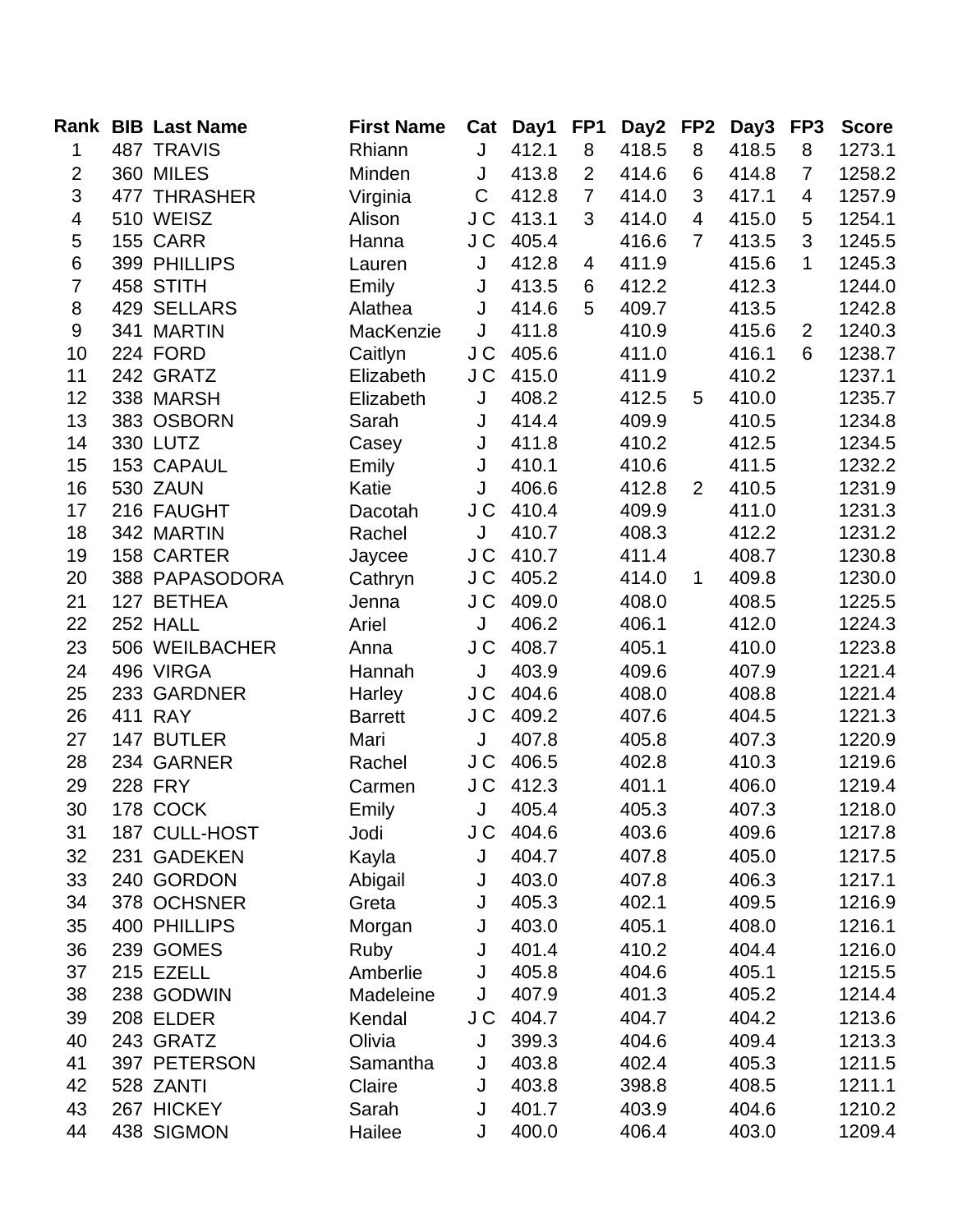| Rank | BIB | Last Name | First Name | Cat | Day1 | FP1 | Day2 | FP2 | Day3 | FP3 | Score |
|---|---|---|---|---|---|---|---|---|---|---|---|
| 1 | 487 | TRAVIS | Rhiann | J | 412.1 | 8 | 418.5 | 8 | 418.5 | 8 | 1273.1 |
| 2 | 360 | MILES | Minden | J | 413.8 | 2 | 414.6 | 6 | 414.8 | 7 | 1258.2 |
| 3 | 477 | THRASHER | Virginia | C | 412.8 | 7 | 414.0 | 3 | 417.1 | 4 | 1257.9 |
| 4 | 510 | WEISZ | Alison | J C | 413.1 | 3 | 414.0 | 4 | 415.0 | 5 | 1254.1 |
| 5 | 155 | CARR | Hanna | J C | 405.4 | | 416.6 | 7 | 413.5 | 3 | 1245.5 |
| 6 | 399 | PHILLIPS | Lauren | J | 412.8 | 4 | 411.9 | | 415.6 | 1 | 1245.3 |
| 7 | 458 | STITH | Emily | J | 413.5 | 6 | 412.2 | | 412.3 | | 1244.0 |
| 8 | 429 | SELLARS | Alathea | J | 414.6 | 5 | 409.7 | | 413.5 | | 1242.8 |
| 9 | 341 | MARTIN | MacKenzie | J | 411.8 | | 410.9 | | 415.6 | 2 | 1240.3 |
| 10 | 224 | FORD | Caitlyn | J C | 405.6 | | 411.0 | | 416.1 | 6 | 1238.7 |
| 11 | 242 | GRATZ | Elizabeth | J C | 415.0 | | 411.9 | | 410.2 | | 1237.1 |
| 12 | 338 | MARSH | Elizabeth | J | 408.2 | | 412.5 | 5 | 410.0 | | 1235.7 |
| 13 | 383 | OSBORN | Sarah | J | 414.4 | | 409.9 | | 410.5 | | 1234.8 |
| 14 | 330 | LUTZ | Casey | J | 411.8 | | 410.2 | | 412.5 | | 1234.5 |
| 15 | 153 | CAPAUL | Emily | J | 410.1 | | 410.6 | | 411.5 | | 1232.2 |
| 16 | 530 | ZAUN | Katie | J | 406.6 | | 412.8 | 2 | 410.5 | | 1231.9 |
| 17 | 216 | FAUGHT | Dacotah | J C | 410.4 | | 409.9 | | 411.0 | | 1231.3 |
| 18 | 342 | MARTIN | Rachel | J | 410.7 | | 408.3 | | 412.2 | | 1231.2 |
| 19 | 158 | CARTER | Jaycee | J C | 410.7 | | 411.4 | | 408.7 | | 1230.8 |
| 20 | 388 | PAPASODORA | Cathryn | J C | 405.2 | | 414.0 | 1 | 409.8 | | 1230.0 |
| 21 | 127 | BETHEA | Jenna | J C | 409.0 | | 408.0 | | 408.5 | | 1225.5 |
| 22 | 252 | HALL | Ariel | J | 406.2 | | 406.1 | | 412.0 | | 1224.3 |
| 23 | 506 | WEILBACHER | Anna | J C | 408.7 | | 405.1 | | 410.0 | | 1223.8 |
| 24 | 496 | VIRGA | Hannah | J | 403.9 | | 409.6 | | 407.9 | | 1221.4 |
| 25 | 233 | GARDNER | Harley | J C | 404.6 | | 408.0 | | 408.8 | | 1221.4 |
| 26 | 411 | RAY | Barrett | J C | 409.2 | | 407.6 | | 404.5 | | 1221.3 |
| 27 | 147 | BUTLER | Mari | J | 407.8 | | 405.8 | | 407.3 | | 1220.9 |
| 28 | 234 | GARNER | Rachel | J C | 406.5 | | 402.8 | | 410.3 | | 1219.6 |
| 29 | 228 | FRY | Carmen | J C | 412.3 | | 401.1 | | 406.0 | | 1219.4 |
| 30 | 178 | COCK | Emily | J | 405.4 | | 405.3 | | 407.3 | | 1218.0 |
| 31 | 187 | CULL-HOST | Jodi | J C | 404.6 | | 403.6 | | 409.6 | | 1217.8 |
| 32 | 231 | GADEKEN | Kayla | J | 404.7 | | 407.8 | | 405.0 | | 1217.5 |
| 33 | 240 | GORDON | Abigail | J | 403.0 | | 407.8 | | 406.3 | | 1217.1 |
| 34 | 378 | OCHSNER | Greta | J | 405.3 | | 402.1 | | 409.5 | | 1216.9 |
| 35 | 400 | PHILLIPS | Morgan | J | 403.0 | | 405.1 | | 408.0 | | 1216.1 |
| 36 | 239 | GOMES | Ruby | J | 401.4 | | 410.2 | | 404.4 | | 1216.0 |
| 37 | 215 | EZELL | Amberlie | J | 405.8 | | 404.6 | | 405.1 | | 1215.5 |
| 38 | 238 | GODWIN | Madeleine | J | 407.9 | | 401.3 | | 405.2 | | 1214.4 |
| 39 | 208 | ELDER | Kendal | J C | 404.7 | | 404.7 | | 404.2 | | 1213.6 |
| 40 | 243 | GRATZ | Olivia | J | 399.3 | | 404.6 | | 409.4 | | 1213.3 |
| 41 | 397 | PETERSON | Samantha | J | 403.8 | | 402.4 | | 405.3 | | 1211.5 |
| 42 | 528 | ZANTI | Claire | J | 403.8 | | 398.8 | | 408.5 | | 1211.1 |
| 43 | 267 | HICKEY | Sarah | J | 401.7 | | 403.9 | | 404.6 | | 1210.2 |
| 44 | 438 | SIGMON | Hailee | J | 400.0 | | 406.4 | | 403.0 | | 1209.4 |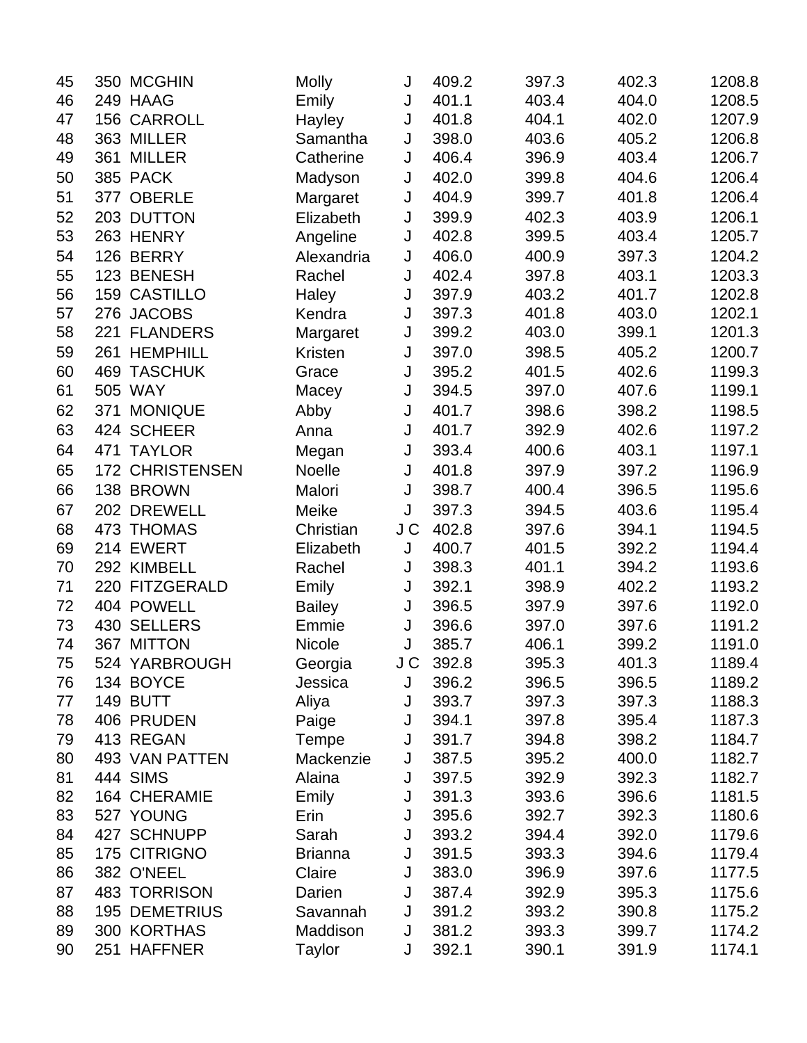| | | | | | | | | |
|---|---|---|---|---|---|---|---|---|
| 45 | 350 | MCGHIN | Molly | J | 409.2 | 397.3 | 402.3 | 1208.8 |
| 46 | 249 | HAAG | Emily | J | 401.1 | 403.4 | 404.0 | 1208.5 |
| 47 | 156 | CARROLL | Hayley | J | 401.8 | 404.1 | 402.0 | 1207.9 |
| 48 | 363 | MILLER | Samantha | J | 398.0 | 403.6 | 405.2 | 1206.8 |
| 49 | 361 | MILLER | Catherine | J | 406.4 | 396.9 | 403.4 | 1206.7 |
| 50 | 385 | PACK | Madyson | J | 402.0 | 399.8 | 404.6 | 1206.4 |
| 51 | 377 | OBERLE | Margaret | J | 404.9 | 399.7 | 401.8 | 1206.4 |
| 52 | 203 | DUTTON | Elizabeth | J | 399.9 | 402.3 | 403.9 | 1206.1 |
| 53 | 263 | HENRY | Angeline | J | 402.8 | 399.5 | 403.4 | 1205.7 |
| 54 | 126 | BERRY | Alexandria | J | 406.0 | 400.9 | 397.3 | 1204.2 |
| 55 | 123 | BENESH | Rachel | J | 402.4 | 397.8 | 403.1 | 1203.3 |
| 56 | 159 | CASTILLO | Haley | J | 397.9 | 403.2 | 401.7 | 1202.8 |
| 57 | 276 | JACOBS | Kendra | J | 397.3 | 401.8 | 403.0 | 1202.1 |
| 58 | 221 | FLANDERS | Margaret | J | 399.2 | 403.0 | 399.1 | 1201.3 |
| 59 | 261 | HEMPHILL | Kristen | J | 397.0 | 398.5 | 405.2 | 1200.7 |
| 60 | 469 | TASCHUK | Grace | J | 395.2 | 401.5 | 402.6 | 1199.3 |
| 61 | 505 | WAY | Macey | J | 394.5 | 397.0 | 407.6 | 1199.1 |
| 62 | 371 | MONIQUE | Abby | J | 401.7 | 398.6 | 398.2 | 1198.5 |
| 63 | 424 | SCHEER | Anna | J | 401.7 | 392.9 | 402.6 | 1197.2 |
| 64 | 471 | TAYLOR | Megan | J | 393.4 | 400.6 | 403.1 | 1197.1 |
| 65 | 172 | CHRISTENSEN | Noelle | J | 401.8 | 397.9 | 397.2 | 1196.9 |
| 66 | 138 | BROWN | Malori | J | 398.7 | 400.4 | 396.5 | 1195.6 |
| 67 | 202 | DREWELL | Meike | J | 397.3 | 394.5 | 403.6 | 1195.4 |
| 68 | 473 | THOMAS | Christian | J C | 402.8 | 397.6 | 394.1 | 1194.5 |
| 69 | 214 | EWERT | Elizabeth | J | 400.7 | 401.5 | 392.2 | 1194.4 |
| 70 | 292 | KIMBELL | Rachel | J | 398.3 | 401.1 | 394.2 | 1193.6 |
| 71 | 220 | FITZGERALD | Emily | J | 392.1 | 398.9 | 402.2 | 1193.2 |
| 72 | 404 | POWELL | Bailey | J | 396.5 | 397.9 | 397.6 | 1192.0 |
| 73 | 430 | SELLERS | Emmie | J | 396.6 | 397.0 | 397.6 | 1191.2 |
| 74 | 367 | MITTON | Nicole | J | 385.7 | 406.1 | 399.2 | 1191.0 |
| 75 | 524 | YARBROUGH | Georgia | J C | 392.8 | 395.3 | 401.3 | 1189.4 |
| 76 | 134 | BOYCE | Jessica | J | 396.2 | 396.5 | 396.5 | 1189.2 |
| 77 | 149 | BUTT | Aliya | J | 393.7 | 397.3 | 397.3 | 1188.3 |
| 78 | 406 | PRUDEN | Paige | J | 394.1 | 397.8 | 395.4 | 1187.3 |
| 79 | 413 | REGAN | Tempe | J | 391.7 | 394.8 | 398.2 | 1184.7 |
| 80 | 493 | VAN PATTEN | Mackenzie | J | 387.5 | 395.2 | 400.0 | 1182.7 |
| 81 | 444 | SIMS | Alaina | J | 397.5 | 392.9 | 392.3 | 1182.7 |
| 82 | 164 | CHERAMIE | Emily | J | 391.3 | 393.6 | 396.6 | 1181.5 |
| 83 | 527 | YOUNG | Erin | J | 395.6 | 392.7 | 392.3 | 1180.6 |
| 84 | 427 | SCHNUPP | Sarah | J | 393.2 | 394.4 | 392.0 | 1179.6 |
| 85 | 175 | CITRIGNO | Brianna | J | 391.5 | 393.3 | 394.6 | 1179.4 |
| 86 | 382 | O'NEEL | Claire | J | 383.0 | 396.9 | 397.6 | 1177.5 |
| 87 | 483 | TORRISON | Darien | J | 387.4 | 392.9 | 395.3 | 1175.6 |
| 88 | 195 | DEMETRIUS | Savannah | J | 391.2 | 393.2 | 390.8 | 1175.2 |
| 89 | 300 | KORTHAS | Maddison | J | 381.2 | 393.3 | 399.7 | 1174.2 |
| 90 | 251 | HAFFNER | Taylor | J | 392.1 | 390.1 | 391.9 | 1174.1 |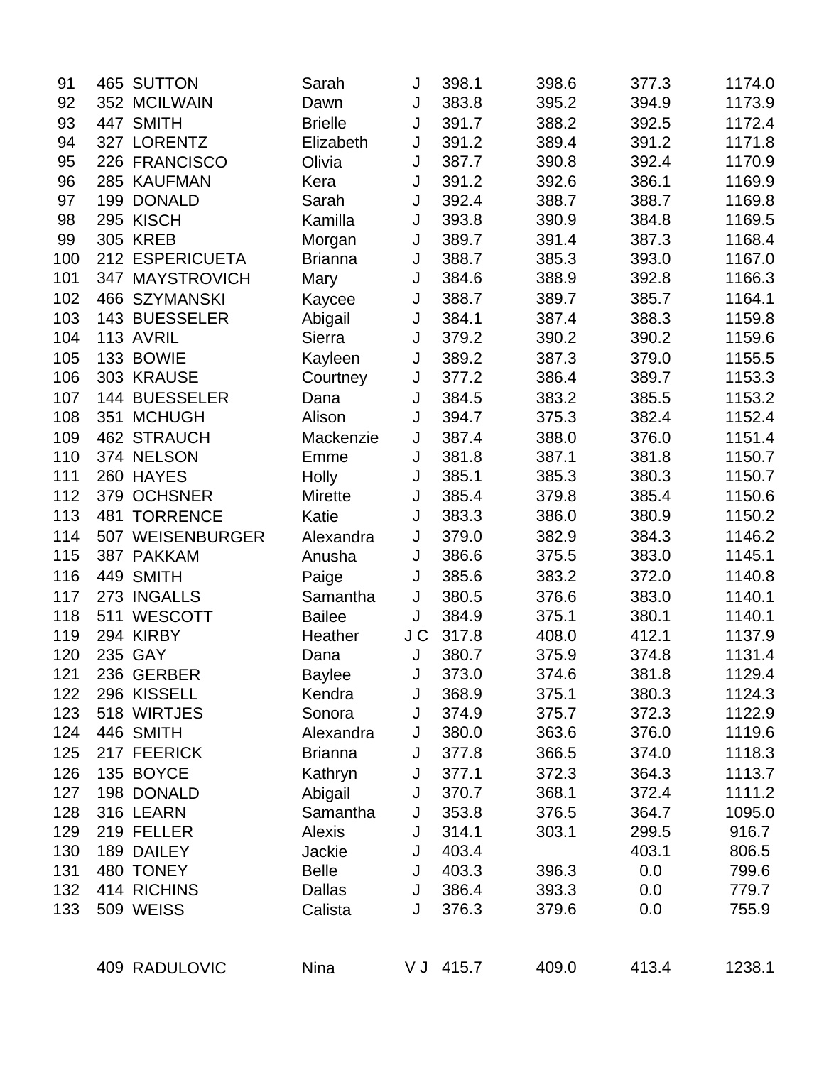| | | | | | | | | |
|---|---|---|---|---|---|---|---|---|
| 91 | 465 | SUTTON | Sarah | J | 398.1 | 398.6 | 377.3 | 1174.0 |
| 92 | 352 | MCILWAIN | Dawn | J | 383.8 | 395.2 | 394.9 | 1173.9 |
| 93 | 447 | SMITH | Brielle | J | 391.7 | 388.2 | 392.5 | 1172.4 |
| 94 | 327 | LORENTZ | Elizabeth | J | 391.2 | 389.4 | 391.2 | 1171.8 |
| 95 | 226 | FRANCISCO | Olivia | J | 387.7 | 390.8 | 392.4 | 1170.9 |
| 96 | 285 | KAUFMAN | Kera | J | 391.2 | 392.6 | 386.1 | 1169.9 |
| 97 | 199 | DONALD | Sarah | J | 392.4 | 388.7 | 388.7 | 1169.8 |
| 98 | 295 | KISCH | Kamilla | J | 393.8 | 390.9 | 384.8 | 1169.5 |
| 99 | 305 | KREB | Morgan | J | 389.7 | 391.4 | 387.3 | 1168.4 |
| 100 | 212 | ESPERICUETA | Brianna | J | 388.7 | 385.3 | 393.0 | 1167.0 |
| 101 | 347 | MAYSTROVICH | Mary | J | 384.6 | 388.9 | 392.8 | 1166.3 |
| 102 | 466 | SZYMANSKI | Kaycee | J | 388.7 | 389.7 | 385.7 | 1164.1 |
| 103 | 143 | BUESSELER | Abigail | J | 384.1 | 387.4 | 388.3 | 1159.8 |
| 104 | 113 | AVRIL | Sierra | J | 379.2 | 390.2 | 390.2 | 1159.6 |
| 105 | 133 | BOWIE | Kayleen | J | 389.2 | 387.3 | 379.0 | 1155.5 |
| 106 | 303 | KRAUSE | Courtney | J | 377.2 | 386.4 | 389.7 | 1153.3 |
| 107 | 144 | BUESSELER | Dana | J | 384.5 | 383.2 | 385.5 | 1153.2 |
| 108 | 351 | MCHUGH | Alison | J | 394.7 | 375.3 | 382.4 | 1152.4 |
| 109 | 462 | STRAUCH | Mackenzie | J | 387.4 | 388.0 | 376.0 | 1151.4 |
| 110 | 374 | NELSON | Emme | J | 381.8 | 387.1 | 381.8 | 1150.7 |
| 111 | 260 | HAYES | Holly | J | 385.1 | 385.3 | 380.3 | 1150.7 |
| 112 | 379 | OCHSNER | Mirette | J | 385.4 | 379.8 | 385.4 | 1150.6 |
| 113 | 481 | TORRENCE | Katie | J | 383.3 | 386.0 | 380.9 | 1150.2 |
| 114 | 507 | WEISENBURGER | Alexandra | J | 379.0 | 382.9 | 384.3 | 1146.2 |
| 115 | 387 | PAKKAM | Anusha | J | 386.6 | 375.5 | 383.0 | 1145.1 |
| 116 | 449 | SMITH | Paige | J | 385.6 | 383.2 | 372.0 | 1140.8 |
| 117 | 273 | INGALLS | Samantha | J | 380.5 | 376.6 | 383.0 | 1140.1 |
| 118 | 511 | WESCOTT | Bailee | J | 384.9 | 375.1 | 380.1 | 1140.1 |
| 119 | 294 | KIRBY | Heather | J C | 317.8 | 408.0 | 412.1 | 1137.9 |
| 120 | 235 | GAY | Dana | J | 380.7 | 375.9 | 374.8 | 1131.4 |
| 121 | 236 | GERBER | Baylee | J | 373.0 | 374.6 | 381.8 | 1129.4 |
| 122 | 296 | KISSELL | Kendra | J | 368.9 | 375.1 | 380.3 | 1124.3 |
| 123 | 518 | WIRTJES | Sonora | J | 374.9 | 375.7 | 372.3 | 1122.9 |
| 124 | 446 | SMITH | Alexandra | J | 380.0 | 363.6 | 376.0 | 1119.6 |
| 125 | 217 | FEERICK | Brianna | J | 377.8 | 366.5 | 374.0 | 1118.3 |
| 126 | 135 | BOYCE | Kathryn | J | 377.1 | 372.3 | 364.3 | 1113.7 |
| 127 | 198 | DONALD | Abigail | J | 370.7 | 368.1 | 372.4 | 1111.2 |
| 128 | 316 | LEARN | Samantha | J | 353.8 | 376.5 | 364.7 | 1095.0 |
| 129 | 219 | FELLER | Alexis | J | 314.1 | 303.1 | 299.5 | 916.7 |
| 130 | 189 | DAILEY | Jackie | J | 403.4 | | 403.1 | 806.5 |
| 131 | 480 | TONEY | Belle | J | 403.3 | 396.3 | 0.0 | 799.6 |
| 132 | 414 | RICHINS | Dallas | J | 386.4 | 393.3 | 0.0 | 779.7 |
| 133 | 509 | WEISS | Calista | J | 376.3 | 379.6 | 0.0 | 755.9 |
| | 409 | RADULOVIC | Nina | V J | 415.7 | 409.0 | 413.4 | 1238.1 |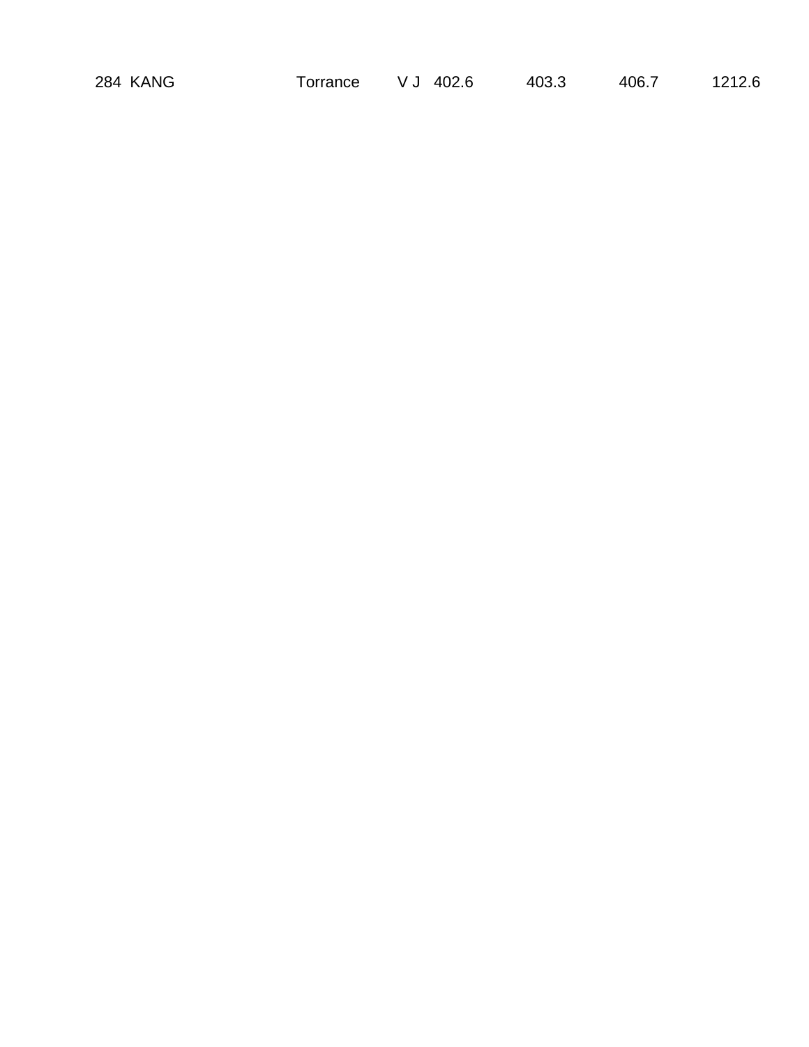| | | | | | | | |
|---|---|---|---|---|---|---|---|
| 284 | KANG | Torrance | V J | 402.6 | 403.3 | 406.7 | 1212.6 |